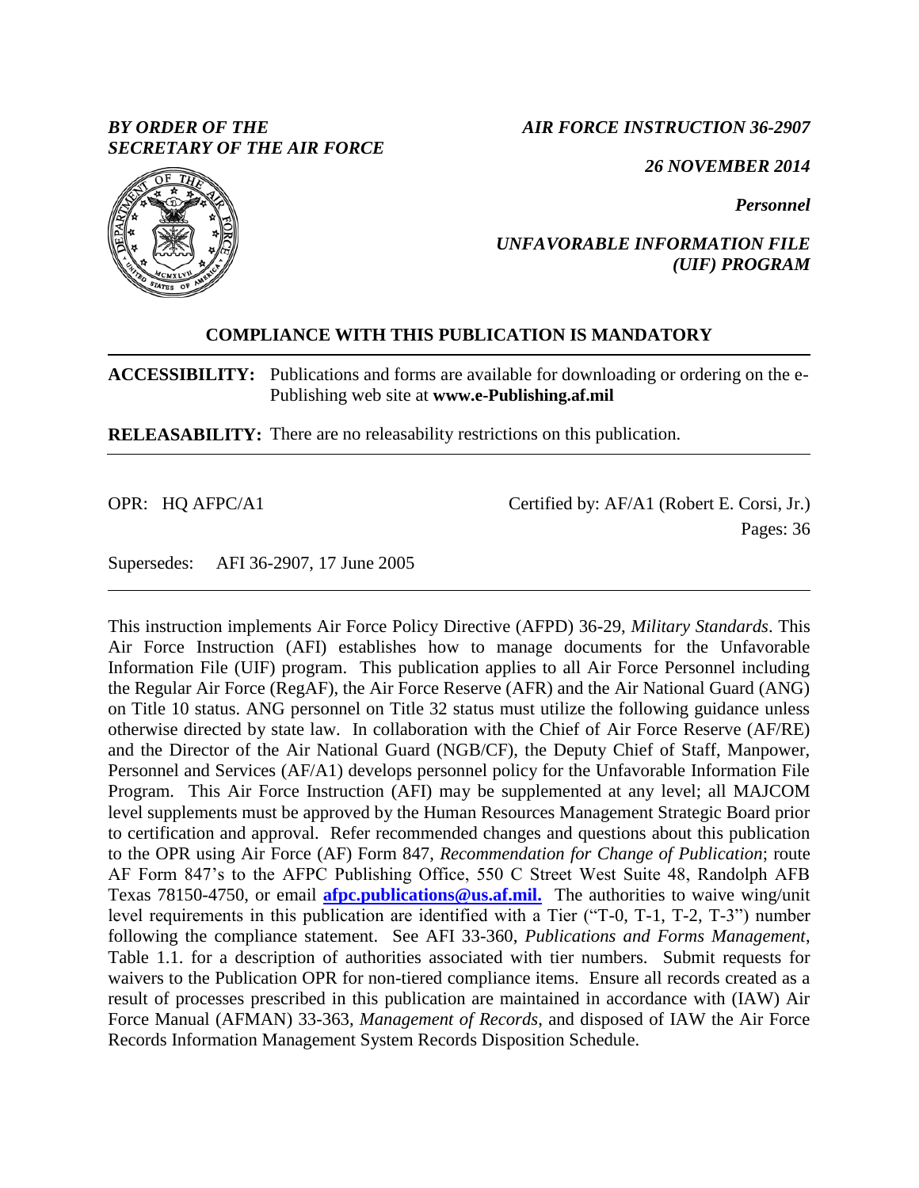*BY ORDER OF THE SECRETARY OF THE AIR FORCE*

*AIR FORCE INSTRUCTION 36-2907*

*26 NOVEMBER 2014*

*Personnel*

# *UNFAVORABLE INFORMATION FILE (UIF) PROGRAM*

**COMPLIANCE WITH THIS PUBLICATION IS MANDATORY**

**ACCESSIBILITY:** Publications and forms are available for downloading or ordering on the e-Publishing web site at **www.e-Publishing.af.mil**

**RELEASABILITY:** There are no releasability restrictions on this publication.

OPR: HQ AFPC/A1

Certified by: AF/A1 (Robert E. Corsi, Jr.)

Pages: 36

Supersedes: AFI 36-2907, 17 June 2005

This instruction implements Air Force Policy Directive (AFPD) 36-29, *Military Standards*. This Air Force Instruction (AFI) establishes how to manage documents for the Unfavorable Information File (UIF) program. This publication applies to all Air Force Personnel including the Regular Air Force (RegAF), the Air Force Reserve (AFR) and the Air National Guard (ANG) on Title 10 status. ANG personnel on Title 32 status must utilize the following guidance unless otherwise directed by state law. In collaboration with the Chief of Air Force Reserve (AF/RE) and the Director of the Air National Guard (NGB/CF), the Deputy Chief of Staff, Manpower, Personnel and Services (AF/A1) develops personnel policy for the Unfavorable Information File Program. This Air Force Instruction (AFI) may be supplemented at any level; all MAJCOM level supplements must be approved by the Human Resources Management Strategic Board prior to certification and approval. Refer recommended changes and questions about this publication to the OPR using Air Force (AF) Form 847, *Recommendation for Change of Publication*; route AF Form 847's to the AFPC Publishing Office, 550 C Street West Suite 48, Randolph AFB Texas 78150-4750, or email **afpc.publications@us.af.mil.** The authorities to waive wing/unit level requirements in this publication are identified with a Tier ("T-0, T-1, T-2, T-3") number following the compliance statement. See AFI 33-360, *Publications and Forms Management*, Table 1.1. for a description of authorities associated with tier numbers. Submit requests for waivers to the Publication OPR for non-tiered compliance items. Ensure all records created as a result of processes prescribed in this publication are maintained in accordance with (IAW) Air Force Manual (AFMAN) 33-363, *Management of Records*, and disposed of IAW the Air Force Records Information Management System Records Disposition Schedule.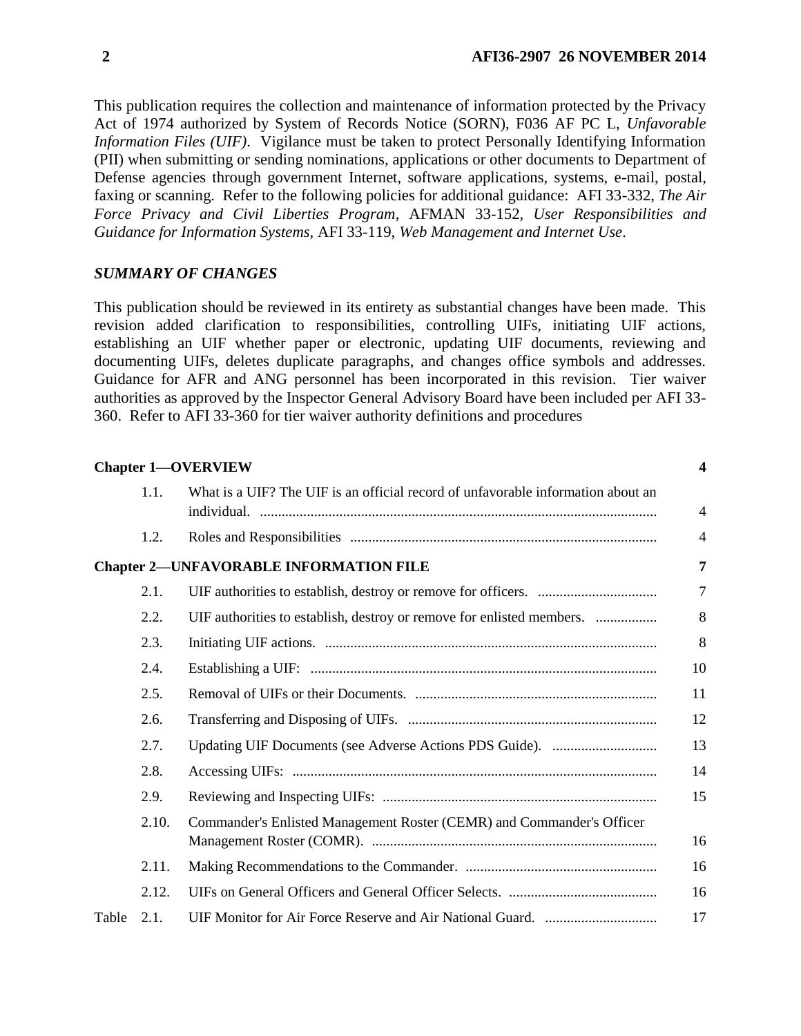This publication requires the collection and maintenance of information protected by the Privacy Act of 1974 authorized by System of Records Notice (SORN), F036 AF PC L, *Unfavorable Information Files (UIF)*. Vigilance must be taken to protect Personally Identifying Information (PII) when submitting or sending nominations, applications or other documents to Department of Defense agencies through government Internet, software applications, systems, e-mail, postal, faxing or scanning. Refer to the following policies for additional guidance: AFI 33-332, *The Air Force Privacy and Civil Liberties Program*, AFMAN 33-152, *User Responsibilities and Guidance for Information Systems*, AFI 33-119, *Web Management and Internet Use*.

## *SUMMARY OF CHANGES*

This publication should be reviewed in its entirety as substantial changes have been made. This revision added clarification to responsibilities, controlling UIFs, initiating UIF actions, establishing an UIF whether paper or electronic, updating UIF documents, reviewing and documenting UIFs, deletes duplicate paragraphs, and changes office symbols and addresses. Guidance for AFR and ANG personnel has been incorporated in this revision. Tier waiver authorities as approved by the Inspector General Advisory Board have been included per AFI 33-360. Refer to AFI 33-360 for tier waiver authority definitions and procedures

| | | | |
|---|---|---|---|
| **Chapter 1—OVERVIEW** | | | **4** |
| | 1.1. | What is a UIF? The UIF is an official record of unfavorable information about an individual. | 4 |
| | 1.2. | Roles and Responsibilities | 4 |
| **Chapter 2—UNFAVORABLE INFORMATION FILE** | | | **7** |
| | 2.1. | UIF authorities to establish, destroy or remove for officers. | 7 |
| | 2.2. | UIF authorities to establish, destroy or remove for enlisted members. | 8 |
| | 2.3. | Initiating UIF actions. | 8 |
| | 2.4. | Establishing a UIF: | 10 |
| | 2.5. | Removal of UIFs or their Documents. | 11 |
| | 2.6. | Transferring and Disposing of UIFs. | 12 |
| | 2.7. | Updating UIF Documents (see Adverse Actions PDS Guide). | 13 |
| | 2.8. | Accessing UIFs: | 14 |
| | 2.9. | Reviewing and Inspecting UIFs: | 15 |
| | 2.10. | Commander's Enlisted Management Roster (CEMR) and Commander's Officer Management Roster (COMR). | 16 |
| | 2.11. | Making Recommendations to the Commander. | 16 |
| | 2.12. | UIFs on General Officers and General Officer Selects. | 16 |
| Table | 2.1. | UIF Monitor for Air Force Reserve and Air National Guard. | 17 |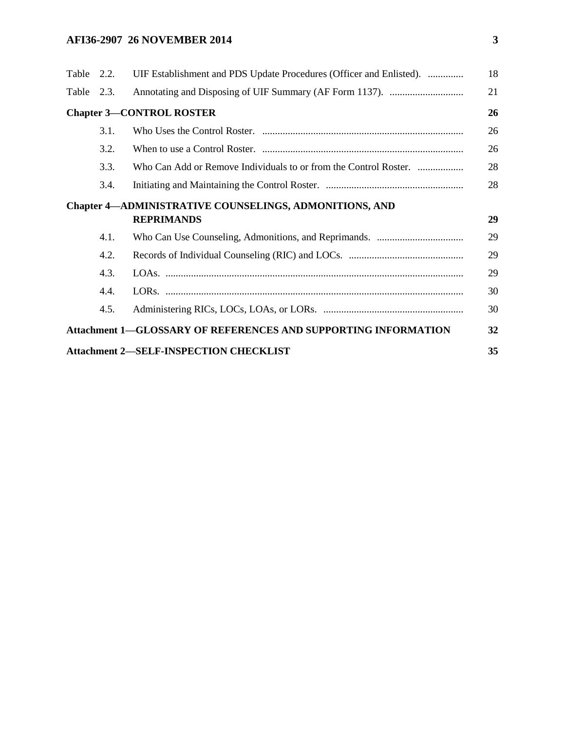| | | | |
|---|---|---|---|
| Table | 2.2. | UIF Establishment and PDS Update Procedures (Officer and Enlisted). | 18 |
| Table | 2.3. | Annotating and Disposing of UIF Summary (AF Form 1137). | 21 |
| **Chapter 3—CONTROL ROSTER** | | | **26** |
| | 3.1. | Who Uses the Control Roster. | 26 |
| | 3.2. | When to use a Control Roster. | 26 |
| | 3.3. | Who Can Add or Remove Individuals to or from the Control Roster. | 28 |
| | 3.4. | Initiating and Maintaining the Control Roster. | 28 |
| **Chapter 4—ADMINISTRATIVE COUNSELINGS, ADMONITIONS, AND REPRIMANDS** | | | **29** |
| | 4.1. | Who Can Use Counseling, Admonitions, and Reprimands. | 29 |
| | 4.2. | Records of Individual Counseling (RIC) and LOCs. | 29 |
| | 4.3. | LOAs. | 29 |
| | 4.4. | LORs. | 30 |
| | 4.5. | Administering RICs, LOCs, LOAs, or LORs. | 30 |
| **Attachment 1—GLOSSARY OF REFERENCES AND SUPPORTING INFORMATION** | | | **32** |
| **Attachment 2—SELF-INSPECTION CHECKLIST** | | | **35** |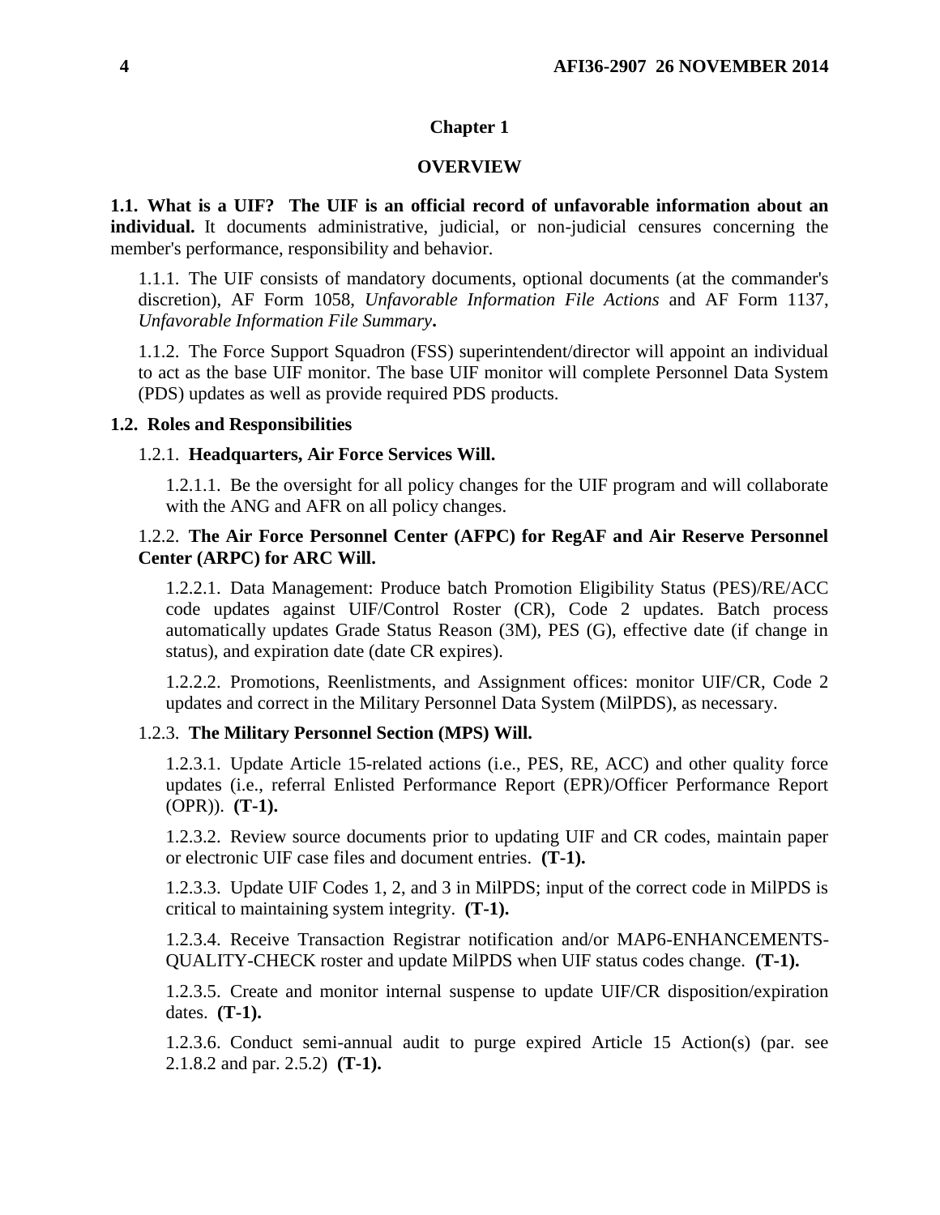## Chapter 1

## OVERVIEW

**1.1. What is a UIF? The UIF is an official record of unfavorable information about an individual.** It documents administrative, judicial, or non-judicial censures concerning the member's performance, responsibility and behavior.

1.1.1. The UIF consists of mandatory documents, optional documents (at the commander's discretion), AF Form 1058, *Unfavorable Information File Actions* and AF Form 1137, *Unfavorable Information File Summary***.**

1.1.2. The Force Support Squadron (FSS) superintendent/director will appoint an individual to act as the base UIF monitor. The base UIF monitor will complete Personnel Data System (PDS) updates as well as provide required PDS products.

**1.2. Roles and Responsibilities**

1.2.1. **Headquarters, Air Force Services Will.**

1.2.1.1. Be the oversight for all policy changes for the UIF program and will collaborate with the ANG and AFR on all policy changes.

1.2.2. **The Air Force Personnel Center (AFPC) for RegAF and Air Reserve Personnel Center (ARPC) for ARC Will.**

1.2.2.1. Data Management: Produce batch Promotion Eligibility Status (PES)/RE/ACC code updates against UIF/Control Roster (CR), Code 2 updates. Batch process automatically updates Grade Status Reason (3M), PES (G), effective date (if change in status), and expiration date (date CR expires).

1.2.2.2. Promotions, Reenlistments, and Assignment offices: monitor UIF/CR, Code 2 updates and correct in the Military Personnel Data System (MilPDS), as necessary.

1.2.3. **The Military Personnel Section (MPS) Will.**

1.2.3.1. Update Article 15-related actions (i.e., PES, RE, ACC) and other quality force updates (i.e., referral Enlisted Performance Report (EPR)/Officer Performance Report (OPR)). **(T-1).**

1.2.3.2. Review source documents prior to updating UIF and CR codes, maintain paper or electronic UIF case files and document entries. **(T-1).**

1.2.3.3. Update UIF Codes 1, 2, and 3 in MilPDS; input of the correct code in MilPDS is critical to maintaining system integrity. **(T-1).**

1.2.3.4. Receive Transaction Registrar notification and/or MAP6-ENHANCEMENTS-QUALITY-CHECK roster and update MilPDS when UIF status codes change. **(T-1).**

1.2.3.5. Create and monitor internal suspense to update UIF/CR disposition/expiration dates. **(T-1).**

1.2.3.6. Conduct semi-annual audit to purge expired Article 15 Action(s) (par. see 2.1.8.2 and par. 2.5.2) **(T-1).**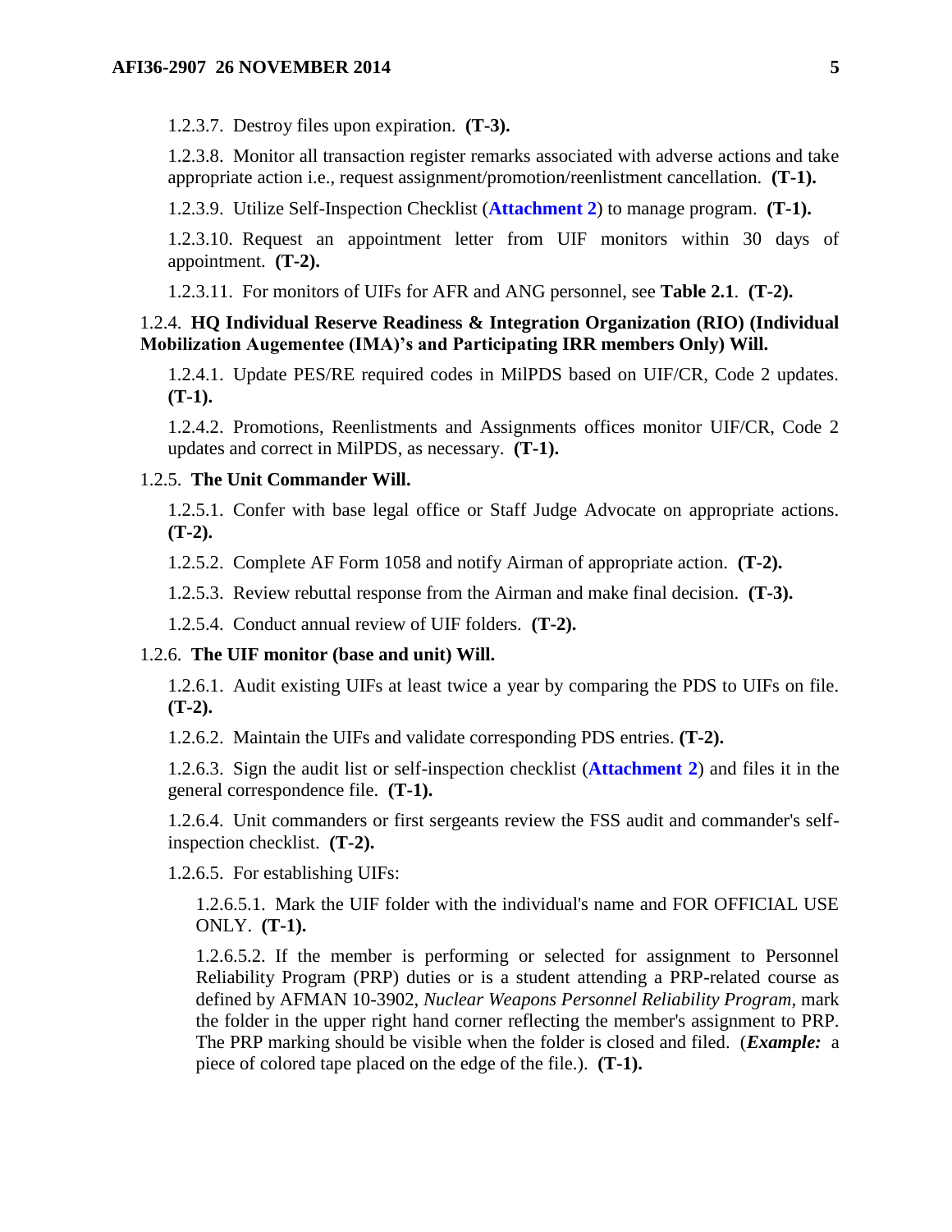1.2.3.7. Destroy files upon expiration. **(T-3).**

1.2.3.8. Monitor all transaction register remarks associated with adverse actions and take appropriate action i.e., request assignment/promotion/reenlistment cancellation. **(T-1).**

1.2.3.9. Utilize Self-Inspection Checklist (**Attachment 2**) to manage program. **(T-1).**

1.2.3.10. Request an appointment letter from UIF monitors within 30 days of appointment. **(T-2).**

1.2.3.11. For monitors of UIFs for AFR and ANG personnel, see **Table 2.1**. **(T-2).**

1.2.4. **HQ Individual Reserve Readiness & Integration Organization (RIO) (Individual Mobilization Augementee (IMA)'s and Participating IRR members Only) Will.**

1.2.4.1. Update PES/RE required codes in MilPDS based on UIF/CR, Code 2 updates. **(T-1).**

1.2.4.2. Promotions, Reenlistments and Assignments offices monitor UIF/CR, Code 2 updates and correct in MilPDS, as necessary. **(T-1).**

1.2.5. **The Unit Commander Will.**

1.2.5.1. Confer with base legal office or Staff Judge Advocate on appropriate actions. **(T-2).**

1.2.5.2. Complete AF Form 1058 and notify Airman of appropriate action. **(T-2).**

1.2.5.3. Review rebuttal response from the Airman and make final decision. **(T-3).**

1.2.5.4. Conduct annual review of UIF folders. **(T-2).**

1.2.6. **The UIF monitor (base and unit) Will.**

1.2.6.1. Audit existing UIFs at least twice a year by comparing the PDS to UIFs on file. **(T-2).**

1.2.6.2. Maintain the UIFs and validate corresponding PDS entries. **(T-2).**

1.2.6.3. Sign the audit list or self-inspection checklist (**Attachment 2**) and files it in the general correspondence file. **(T-1).**

1.2.6.4. Unit commanders or first sergeants review the FSS audit and commander's self-inspection checklist. **(T-2).**

1.2.6.5. For establishing UIFs:

1.2.6.5.1. Mark the UIF folder with the individual's name and FOR OFFICIAL USE ONLY. **(T-1).**

1.2.6.5.2. If the member is performing or selected for assignment to Personnel Reliability Program (PRP) duties or is a student attending a PRP-related course as defined by AFMAN 10-3902, *Nuclear Weapons Personnel Reliability Program*, mark the folder in the upper right hand corner reflecting the member's assignment to PRP. The PRP marking should be visible when the folder is closed and filed. (***Example:*** a piece of colored tape placed on the edge of the file.). **(T-1).**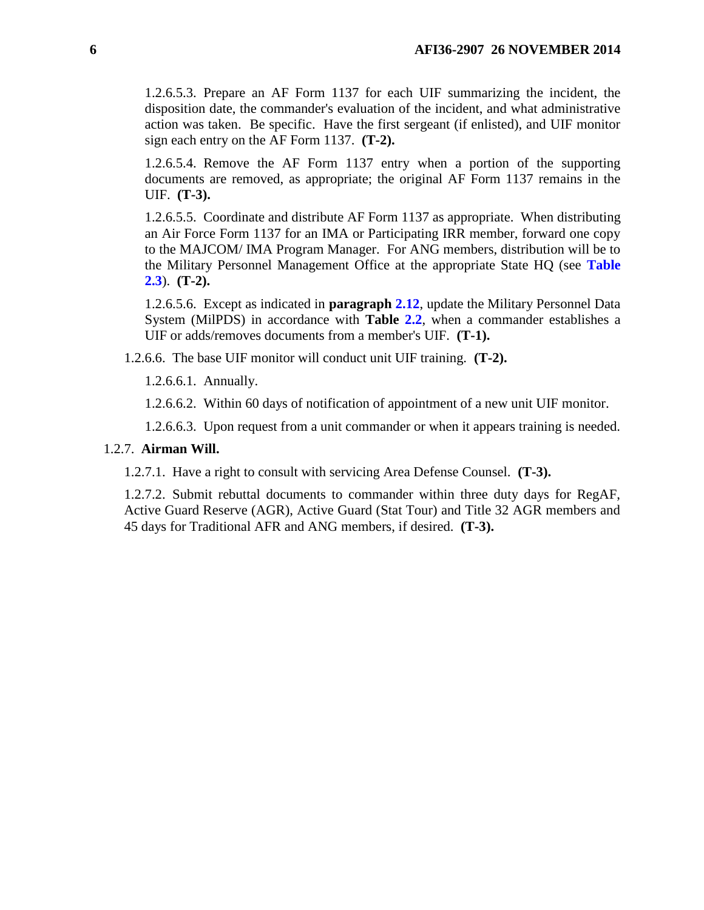1.2.6.5.3. Prepare an AF Form 1137 for each UIF summarizing the incident, the disposition date, the commander's evaluation of the incident, and what administrative action was taken. Be specific. Have the first sergeant (if enlisted), and UIF monitor sign each entry on the AF Form 1137. **(T-2).**

1.2.6.5.4. Remove the AF Form 1137 entry when a portion of the supporting documents are removed, as appropriate; the original AF Form 1137 remains in the UIF. **(T-3).**

1.2.6.5.5. Coordinate and distribute AF Form 1137 as appropriate. When distributing an Air Force Form 1137 for an IMA or Participating IRR member, forward one copy to the MAJCOM/ IMA Program Manager. For ANG members, distribution will be to the Military Personnel Management Office at the appropriate State HQ (see **Table 2.3**). **(T-2).**

1.2.6.5.6. Except as indicated in **paragraph 2.12**, update the Military Personnel Data System (MilPDS) in accordance with **Table 2.2**, when a commander establishes a UIF or adds/removes documents from a member's UIF. **(T-1).**

1.2.6.6. The base UIF monitor will conduct unit UIF training. **(T-2).**

1.2.6.6.1. Annually.

1.2.6.6.2. Within 60 days of notification of appointment of a new unit UIF monitor.

1.2.6.6.3. Upon request from a unit commander or when it appears training is needed.

1.2.7. **Airman Will.**

1.2.7.1. Have a right to consult with servicing Area Defense Counsel. **(T-3).**

1.2.7.2. Submit rebuttal documents to commander within three duty days for RegAF, Active Guard Reserve (AGR), Active Guard (Stat Tour) and Title 32 AGR members and 45 days for Traditional AFR and ANG members, if desired. **(T-3).**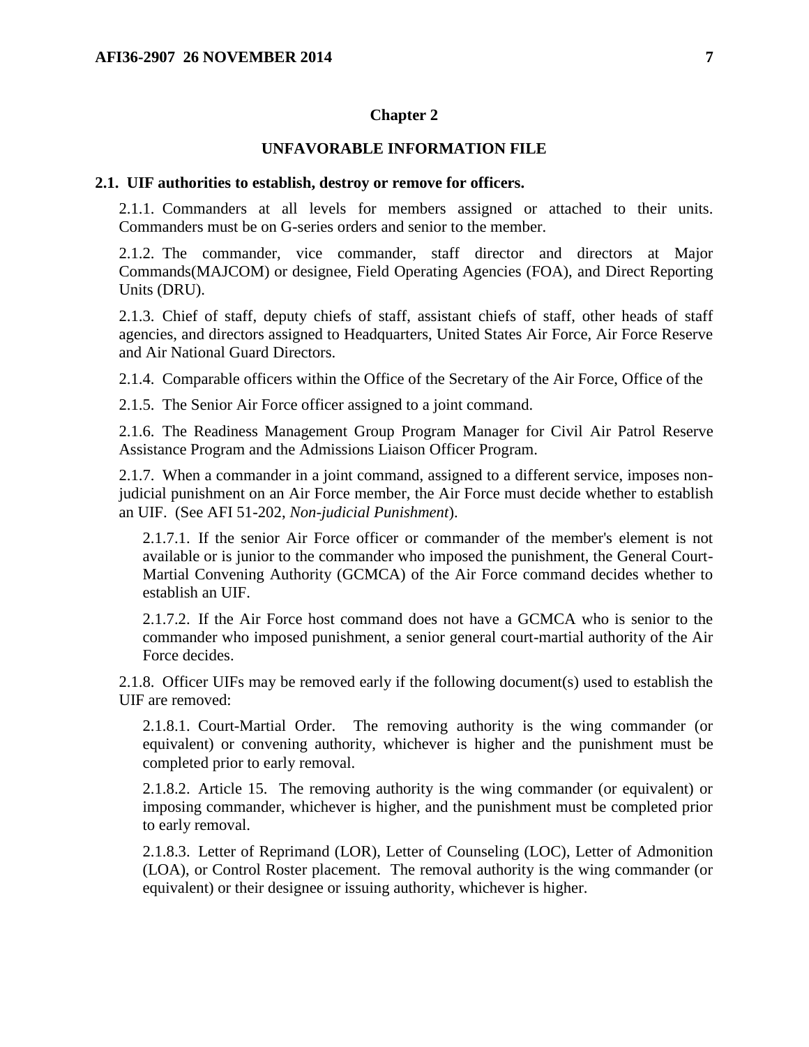## Chapter 2

## UNFAVORABLE INFORMATION FILE

**2.1. UIF authorities to establish, destroy or remove for officers.**

2.1.1. Commanders at all levels for members assigned or attached to their units. Commanders must be on G-series orders and senior to the member.

2.1.2. The commander, vice commander, staff director and directors at Major Commands(MAJCOM) or designee, Field Operating Agencies (FOA), and Direct Reporting Units (DRU).

2.1.3. Chief of staff, deputy chiefs of staff, assistant chiefs of staff, other heads of staff agencies, and directors assigned to Headquarters, United States Air Force, Air Force Reserve and Air National Guard Directors.

2.1.4. Comparable officers within the Office of the Secretary of the Air Force, Office of the

2.1.5. The Senior Air Force officer assigned to a joint command.

2.1.6. The Readiness Management Group Program Manager for Civil Air Patrol Reserve Assistance Program and the Admissions Liaison Officer Program.

2.1.7. When a commander in a joint command, assigned to a different service, imposes non-judicial punishment on an Air Force member, the Air Force must decide whether to establish an UIF. (See AFI 51-202, *Non-judicial Punishment*).

2.1.7.1. If the senior Air Force officer or commander of the member's element is not available or is junior to the commander who imposed the punishment, the General Court-Martial Convening Authority (GCMCA) of the Air Force command decides whether to establish an UIF.

2.1.7.2. If the Air Force host command does not have a GCMCA who is senior to the commander who imposed punishment, a senior general court-martial authority of the Air Force decides.

2.1.8. Officer UIFs may be removed early if the following document(s) used to establish the UIF are removed:

2.1.8.1. Court-Martial Order. The removing authority is the wing commander (or equivalent) or convening authority, whichever is higher and the punishment must be completed prior to early removal.

2.1.8.2. Article 15. The removing authority is the wing commander (or equivalent) or imposing commander, whichever is higher, and the punishment must be completed prior to early removal.

2.1.8.3. Letter of Reprimand (LOR), Letter of Counseling (LOC), Letter of Admonition (LOA), or Control Roster placement. The removal authority is the wing commander (or equivalent) or their designee or issuing authority, whichever is higher.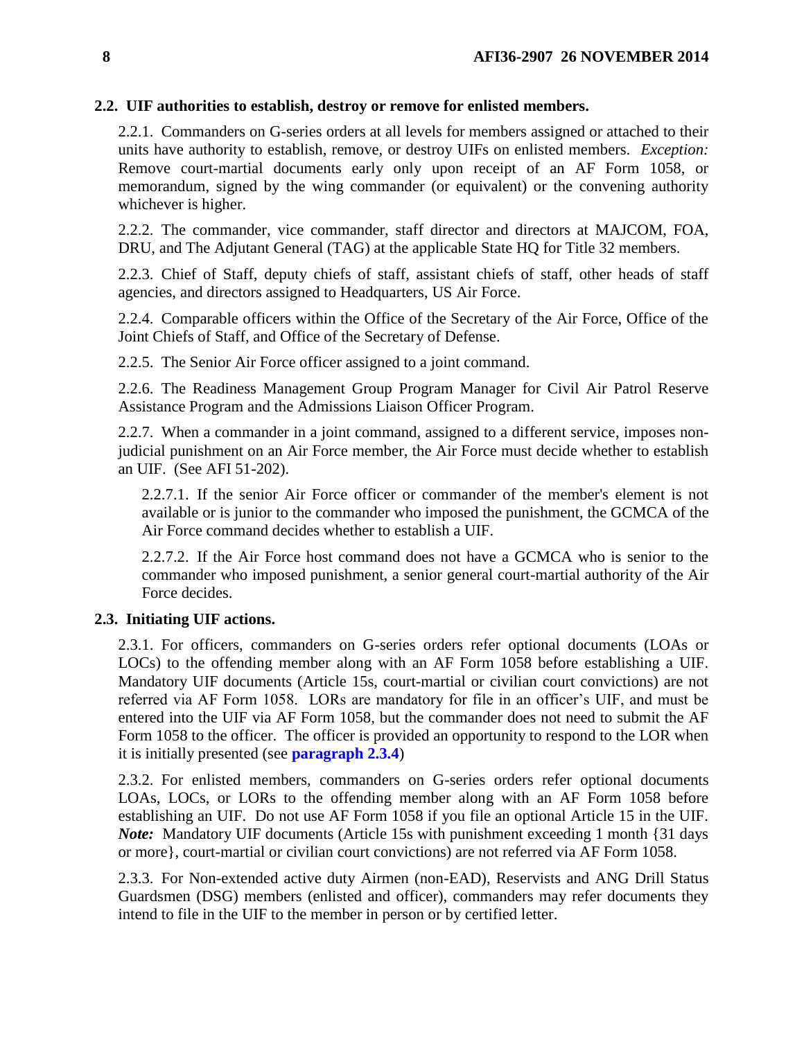**2.2. UIF authorities to establish, destroy or remove for enlisted members.**

2.2.1. Commanders on G-series orders at all levels for members assigned or attached to their units have authority to establish, remove, or destroy UIFs on enlisted members. *Exception:* Remove court-martial documents early only upon receipt of an AF Form 1058, or memorandum, signed by the wing commander (or equivalent) or the convening authority whichever is higher.

2.2.2. The commander, vice commander, staff director and directors at MAJCOM, FOA, DRU, and The Adjutant General (TAG) at the applicable State HQ for Title 32 members.

2.2.3. Chief of Staff, deputy chiefs of staff, assistant chiefs of staff, other heads of staff agencies, and directors assigned to Headquarters, US Air Force.

2.2.4. Comparable officers within the Office of the Secretary of the Air Force, Office of the Joint Chiefs of Staff, and Office of the Secretary of Defense.

2.2.5. The Senior Air Force officer assigned to a joint command.

2.2.6. The Readiness Management Group Program Manager for Civil Air Patrol Reserve Assistance Program and the Admissions Liaison Officer Program.

2.2.7. When a commander in a joint command, assigned to a different service, imposes non-judicial punishment on an Air Force member, the Air Force must decide whether to establish an UIF. (See AFI 51-202).

2.2.7.1. If the senior Air Force officer or commander of the member's element is not available or is junior to the commander who imposed the punishment, the GCMCA of the Air Force command decides whether to establish a UIF.

2.2.7.2. If the Air Force host command does not have a GCMCA who is senior to the commander who imposed punishment, a senior general court-martial authority of the Air Force decides.

**2.3. Initiating UIF actions.**

2.3.1. For officers, commanders on G-series orders refer optional documents (LOAs or LOCs) to the offending member along with an AF Form 1058 before establishing a UIF. Mandatory UIF documents (Article 15s, court-martial or civilian court convictions) are not referred via AF Form 1058. LORs are mandatory for file in an officer's UIF, and must be entered into the UIF via AF Form 1058, but the commander does not need to submit the AF Form 1058 to the officer. The officer is provided an opportunity to respond to the LOR when it is initially presented (see **paragraph 2.3.4**)

2.3.2. For enlisted members, commanders on G-series orders refer optional documents LOAs, LOCs, or LORs to the offending member along with an AF Form 1058 before establishing an UIF. Do not use AF Form 1058 if you file an optional Article 15 in the UIF. ***Note:*** Mandatory UIF documents (Article 15s with punishment exceeding 1 month {31 days or more}, court-martial or civilian court convictions) are not referred via AF Form 1058.

2.3.3. For Non-extended active duty Airmen (non-EAD), Reservists and ANG Drill Status Guardsmen (DSG) members (enlisted and officer), commanders may refer documents they intend to file in the UIF to the member in person or by certified letter.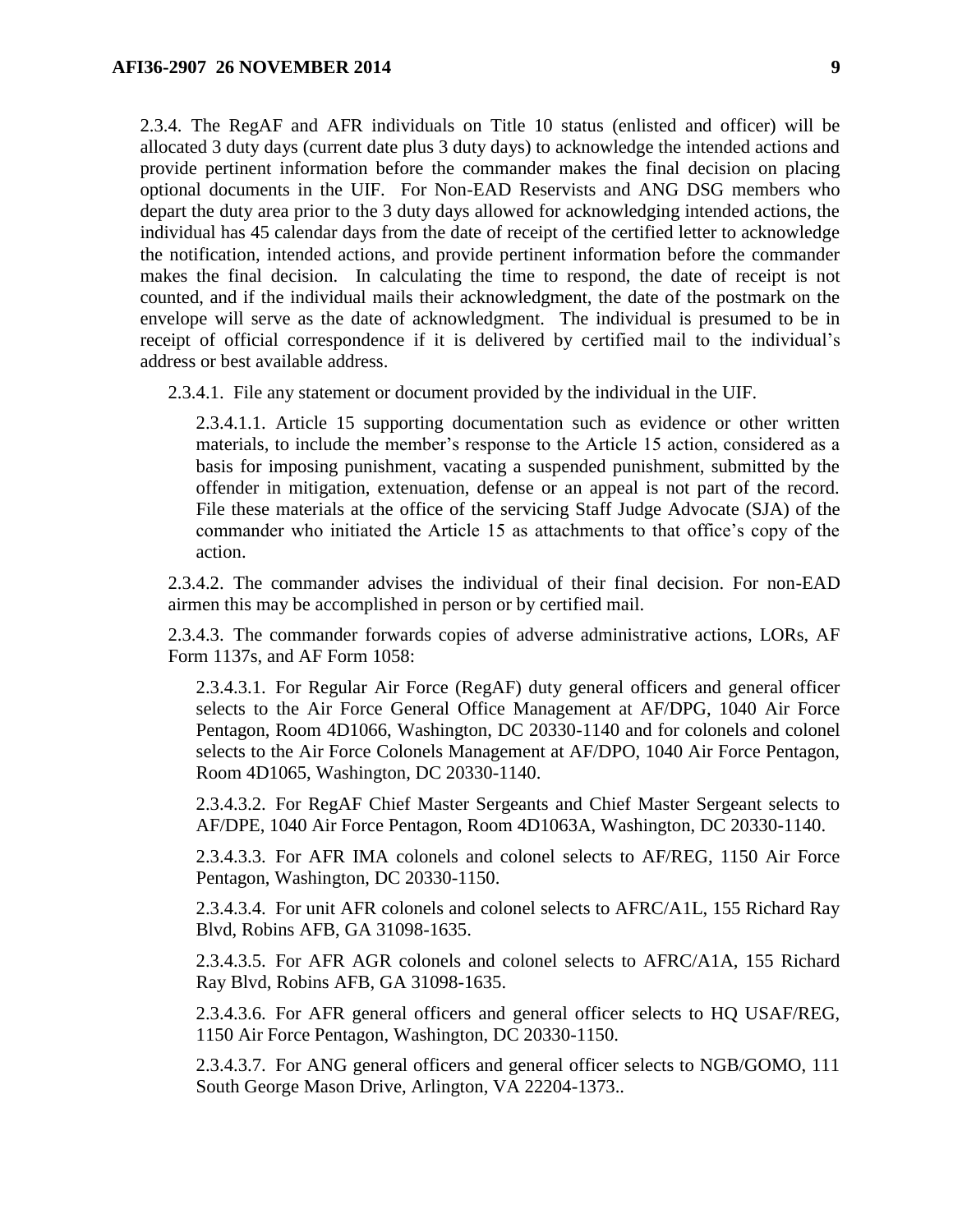2.3.4. The RegAF and AFR individuals on Title 10 status (enlisted and officer) will be allocated 3 duty days (current date plus 3 duty days) to acknowledge the intended actions and provide pertinent information before the commander makes the final decision on placing optional documents in the UIF. For Non-EAD Reservists and ANG DSG members who depart the duty area prior to the 3 duty days allowed for acknowledging intended actions, the individual has 45 calendar days from the date of receipt of the certified letter to acknowledge the notification, intended actions, and provide pertinent information before the commander makes the final decision. In calculating the time to respond, the date of receipt is not counted, and if the individual mails their acknowledgment, the date of the postmark on the envelope will serve as the date of acknowledgment. The individual is presumed to be in receipt of official correspondence if it is delivered by certified mail to the individual's address or best available address.

2.3.4.1. File any statement or document provided by the individual in the UIF.

2.3.4.1.1. Article 15 supporting documentation such as evidence or other written materials, to include the member's response to the Article 15 action, considered as a basis for imposing punishment, vacating a suspended punishment, submitted by the offender in mitigation, extenuation, defense or an appeal is not part of the record. File these materials at the office of the servicing Staff Judge Advocate (SJA) of the commander who initiated the Article 15 as attachments to that office's copy of the action.

2.3.4.2. The commander advises the individual of their final decision. For non-EAD airmen this may be accomplished in person or by certified mail.

2.3.4.3. The commander forwards copies of adverse administrative actions, LORs, AF Form 1137s, and AF Form 1058:

2.3.4.3.1. For Regular Air Force (RegAF) duty general officers and general officer selects to the Air Force General Office Management at AF/DPG, 1040 Air Force Pentagon, Room 4D1066, Washington, DC 20330-1140 and for colonels and colonel selects to the Air Force Colonels Management at AF/DPO, 1040 Air Force Pentagon, Room 4D1065, Washington, DC 20330-1140.

2.3.4.3.2. For RegAF Chief Master Sergeants and Chief Master Sergeant selects to AF/DPE, 1040 Air Force Pentagon, Room 4D1063A, Washington, DC 20330-1140.

2.3.4.3.3. For AFR IMA colonels and colonel selects to AF/REG, 1150 Air Force Pentagon, Washington, DC 20330-1150.

2.3.4.3.4. For unit AFR colonels and colonel selects to AFRC/A1L, 155 Richard Ray Blvd, Robins AFB, GA 31098-1635.

2.3.4.3.5. For AFR AGR colonels and colonel selects to AFRC/A1A, 155 Richard Ray Blvd, Robins AFB, GA 31098-1635.

2.3.4.3.6. For AFR general officers and general officer selects to HQ USAF/REG, 1150 Air Force Pentagon, Washington, DC 20330-1150.

2.3.4.3.7. For ANG general officers and general officer selects to NGB/GOMO, 111 South George Mason Drive, Arlington, VA 22204-1373..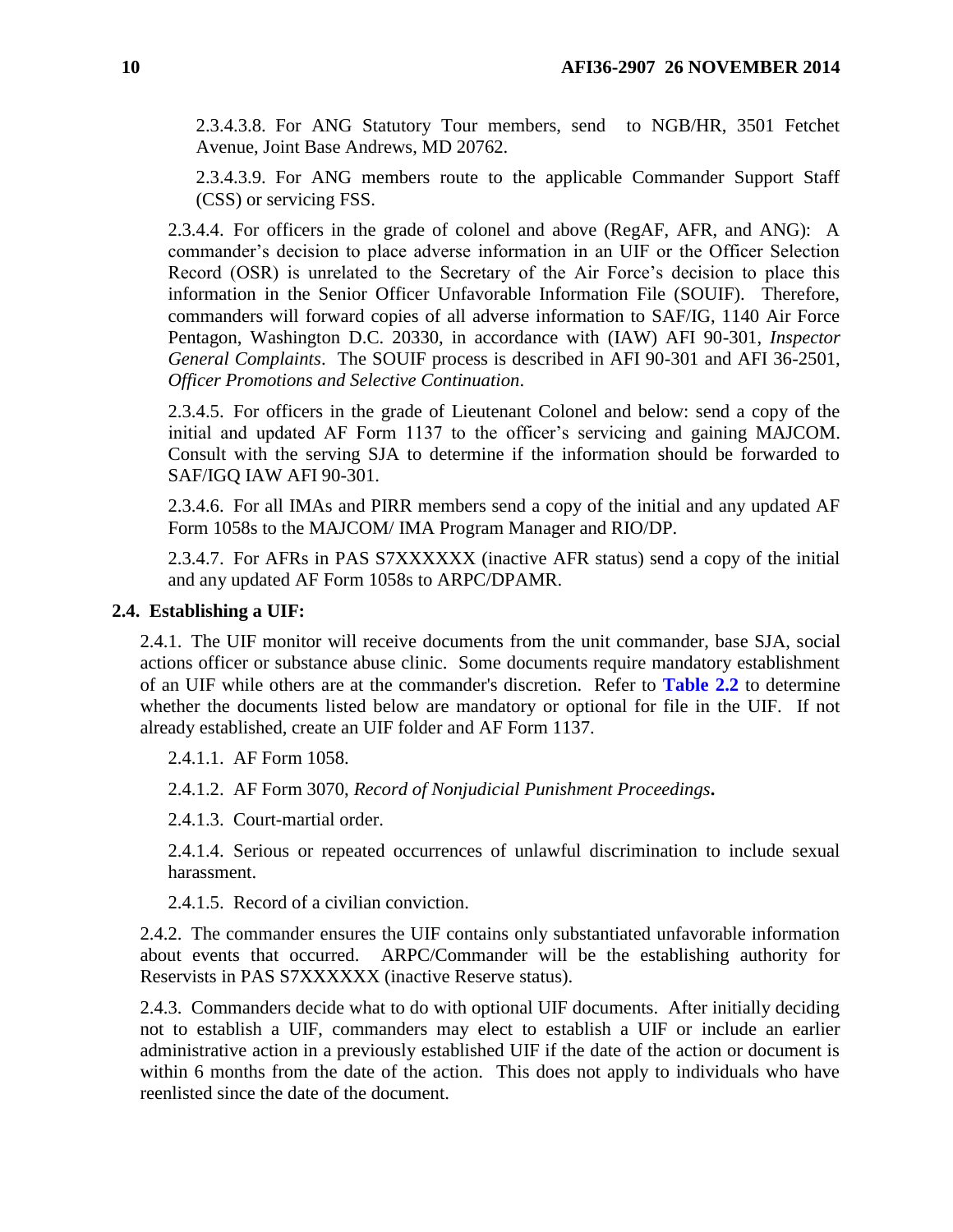2.3.4.3.8. For ANG Statutory Tour members, send to NGB/HR, 3501 Fetchet Avenue, Joint Base Andrews, MD 20762.

2.3.4.3.9. For ANG members route to the applicable Commander Support Staff (CSS) or servicing FSS.

2.3.4.4. For officers in the grade of colonel and above (RegAF, AFR, and ANG): A commander's decision to place adverse information in an UIF or the Officer Selection Record (OSR) is unrelated to the Secretary of the Air Force's decision to place this information in the Senior Officer Unfavorable Information File (SOUIF). Therefore, commanders will forward copies of all adverse information to SAF/IG, 1140 Air Force Pentagon, Washington D.C. 20330, in accordance with (IAW) AFI 90-301, *Inspector General Complaints*. The SOUIF process is described in AFI 90-301 and AFI 36-2501, *Officer Promotions and Selective Continuation*.

2.3.4.5. For officers in the grade of Lieutenant Colonel and below: send a copy of the initial and updated AF Form 1137 to the officer's servicing and gaining MAJCOM. Consult with the serving SJA to determine if the information should be forwarded to SAF/IGQ IAW AFI 90-301.

2.3.4.6. For all IMAs and PIRR members send a copy of the initial and any updated AF Form 1058s to the MAJCOM/ IMA Program Manager and RIO/DP.

2.3.4.7. For AFRs in PAS S7XXXXXX (inactive AFR status) send a copy of the initial and any updated AF Form 1058s to ARPC/DPAMR.

**2.4. Establishing a UIF:**

2.4.1. The UIF monitor will receive documents from the unit commander, base SJA, social actions officer or substance abuse clinic. Some documents require mandatory establishment of an UIF while others are at the commander's discretion. Refer to **Table 2.2** to determine whether the documents listed below are mandatory or optional for file in the UIF. If not already established, create an UIF folder and AF Form 1137.

2.4.1.1. AF Form 1058.

2.4.1.2. AF Form 3070, *Record of Nonjudicial Punishment Proceedings***.**

2.4.1.3. Court-martial order.

2.4.1.4. Serious or repeated occurrences of unlawful discrimination to include sexual harassment.

2.4.1.5. Record of a civilian conviction.

2.4.2. The commander ensures the UIF contains only substantiated unfavorable information about events that occurred. ARPC/Commander will be the establishing authority for Reservists in PAS S7XXXXXX (inactive Reserve status).

2.4.3. Commanders decide what to do with optional UIF documents. After initially deciding not to establish a UIF, commanders may elect to establish a UIF or include an earlier administrative action in a previously established UIF if the date of the action or document is within 6 months from the date of the action. This does not apply to individuals who have reenlisted since the date of the document.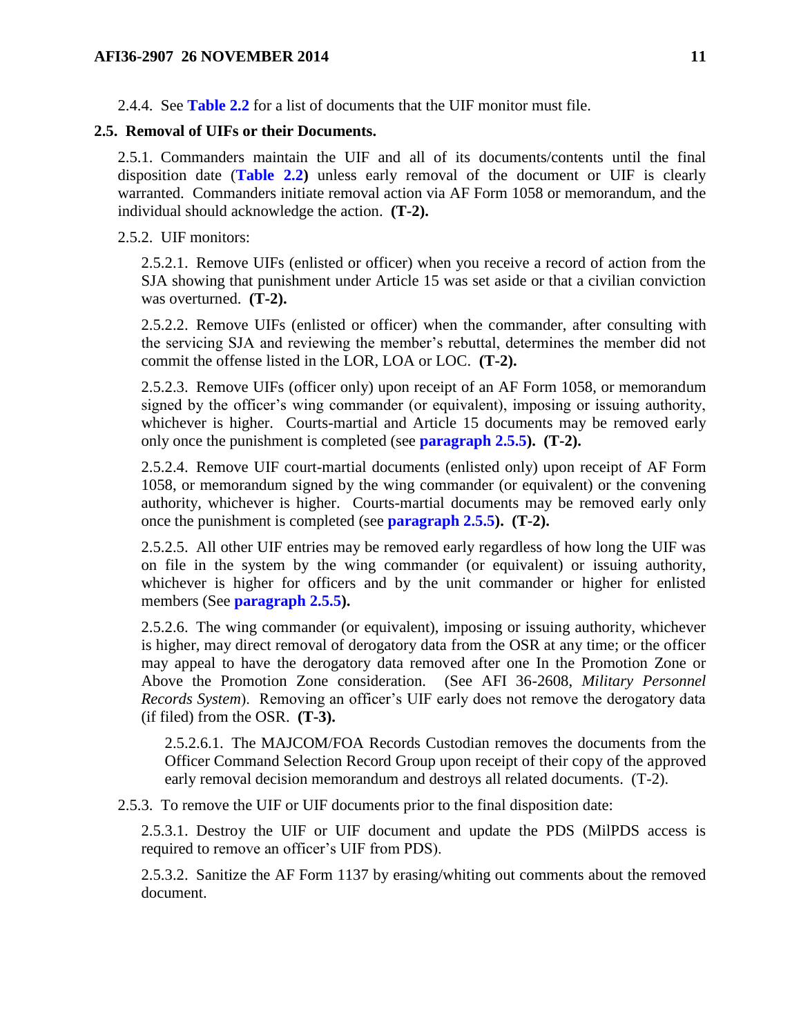2.4.4. See **Table 2.2** for a list of documents that the UIF monitor must file.

**2.5. Removal of UIFs or their Documents.**

2.5.1. Commanders maintain the UIF and all of its documents/contents until the final disposition date (**Table 2.2)** unless early removal of the document or UIF is clearly warranted. Commanders initiate removal action via AF Form 1058 or memorandum, and the individual should acknowledge the action. **(T-2).**

2.5.2. UIF monitors:

2.5.2.1. Remove UIFs (enlisted or officer) when you receive a record of action from the SJA showing that punishment under Article 15 was set aside or that a civilian conviction was overturned. **(T-2).**

2.5.2.2. Remove UIFs (enlisted or officer) when the commander, after consulting with the servicing SJA and reviewing the member's rebuttal, determines the member did not commit the offense listed in the LOR, LOA or LOC. **(T-2).**

2.5.2.3. Remove UIFs (officer only) upon receipt of an AF Form 1058, or memorandum signed by the officer's wing commander (or equivalent), imposing or issuing authority, whichever is higher. Courts-martial and Article 15 documents may be removed early only once the punishment is completed (see **paragraph 2.5.5). (T-2).**

2.5.2.4. Remove UIF court-martial documents (enlisted only) upon receipt of AF Form 1058, or memorandum signed by the wing commander (or equivalent) or the convening authority, whichever is higher. Courts-martial documents may be removed early only once the punishment is completed (see **paragraph 2.5.5). (T-2).**

2.5.2.5. All other UIF entries may be removed early regardless of how long the UIF was on file in the system by the wing commander (or equivalent) or issuing authority, whichever is higher for officers and by the unit commander or higher for enlisted members (See **paragraph 2.5.5).**

2.5.2.6. The wing commander (or equivalent), imposing or issuing authority, whichever is higher, may direct removal of derogatory data from the OSR at any time; or the officer may appeal to have the derogatory data removed after one In the Promotion Zone or Above the Promotion Zone consideration. (See AFI 36-2608, *Military Personnel Records System*). Removing an officer's UIF early does not remove the derogatory data (if filed) from the OSR. **(T-3).**

2.5.2.6.1. The MAJCOM/FOA Records Custodian removes the documents from the Officer Command Selection Record Group upon receipt of their copy of the approved early removal decision memorandum and destroys all related documents. (T-2).

2.5.3. To remove the UIF or UIF documents prior to the final disposition date:

2.5.3.1. Destroy the UIF or UIF document and update the PDS (MilPDS access is required to remove an officer's UIF from PDS).

2.5.3.2. Sanitize the AF Form 1137 by erasing/whiting out comments about the removed document.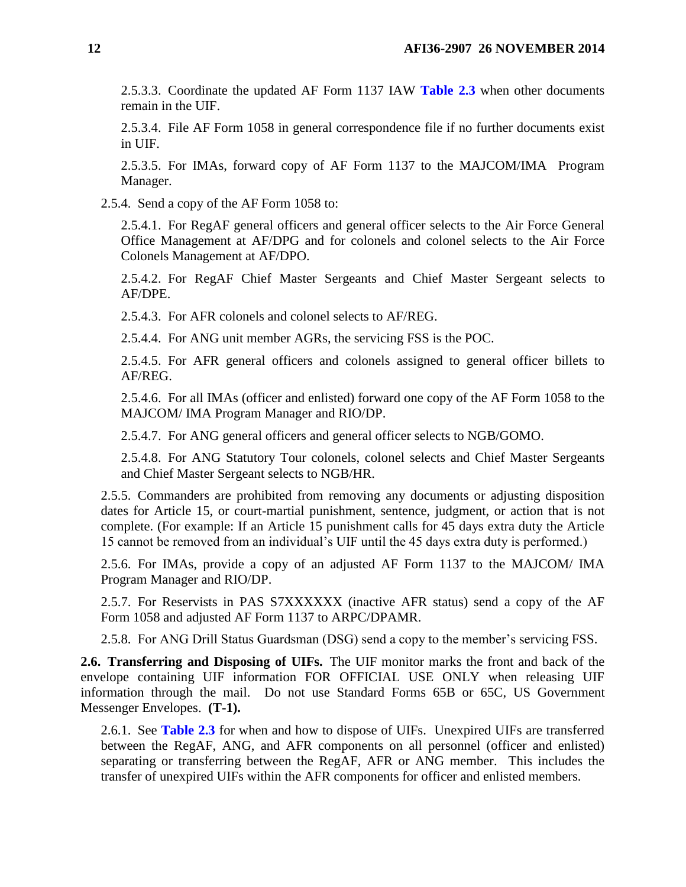2.5.3.3. Coordinate the updated AF Form 1137 IAW **Table 2.3** when other documents remain in the UIF.

2.5.3.4. File AF Form 1058 in general correspondence file if no further documents exist in UIF.

2.5.3.5. For IMAs, forward copy of AF Form 1137 to the MAJCOM/IMA Program Manager.

2.5.4. Send a copy of the AF Form 1058 to:

2.5.4.1. For RegAF general officers and general officer selects to the Air Force General Office Management at AF/DPG and for colonels and colonel selects to the Air Force Colonels Management at AF/DPO.

2.5.4.2. For RegAF Chief Master Sergeants and Chief Master Sergeant selects to AF/DPE.

2.5.4.3. For AFR colonels and colonel selects to AF/REG.

2.5.4.4. For ANG unit member AGRs, the servicing FSS is the POC.

2.5.4.5. For AFR general officers and colonels assigned to general officer billets to AF/REG.

2.5.4.6. For all IMAs (officer and enlisted) forward one copy of the AF Form 1058 to the MAJCOM/ IMA Program Manager and RIO/DP.

2.5.4.7. For ANG general officers and general officer selects to NGB/GOMO.

2.5.4.8. For ANG Statutory Tour colonels, colonel selects and Chief Master Sergeants and Chief Master Sergeant selects to NGB/HR.

2.5.5. Commanders are prohibited from removing any documents or adjusting disposition dates for Article 15, or court-martial punishment, sentence, judgment, or action that is not complete. (For example: If an Article 15 punishment calls for 45 days extra duty the Article 15 cannot be removed from an individual's UIF until the 45 days extra duty is performed.)

2.5.6. For IMAs, provide a copy of an adjusted AF Form 1137 to the MAJCOM/ IMA Program Manager and RIO/DP.

2.5.7. For Reservists in PAS S7XXXXXX (inactive AFR status) send a copy of the AF Form 1058 and adjusted AF Form 1137 to ARPC/DPAMR.

2.5.8. For ANG Drill Status Guardsman (DSG) send a copy to the member's servicing FSS.

**2.6. Transferring and Disposing of UIFs.** The UIF monitor marks the front and back of the envelope containing UIF information FOR OFFICIAL USE ONLY when releasing UIF information through the mail. Do not use Standard Forms 65B or 65C, US Government Messenger Envelopes. **(T-1).**

2.6.1. See **Table 2.3** for when and how to dispose of UIFs. Unexpired UIFs are transferred between the RegAF, ANG, and AFR components on all personnel (officer and enlisted) separating or transferring between the RegAF, AFR or ANG member. This includes the transfer of unexpired UIFs within the AFR components for officer and enlisted members.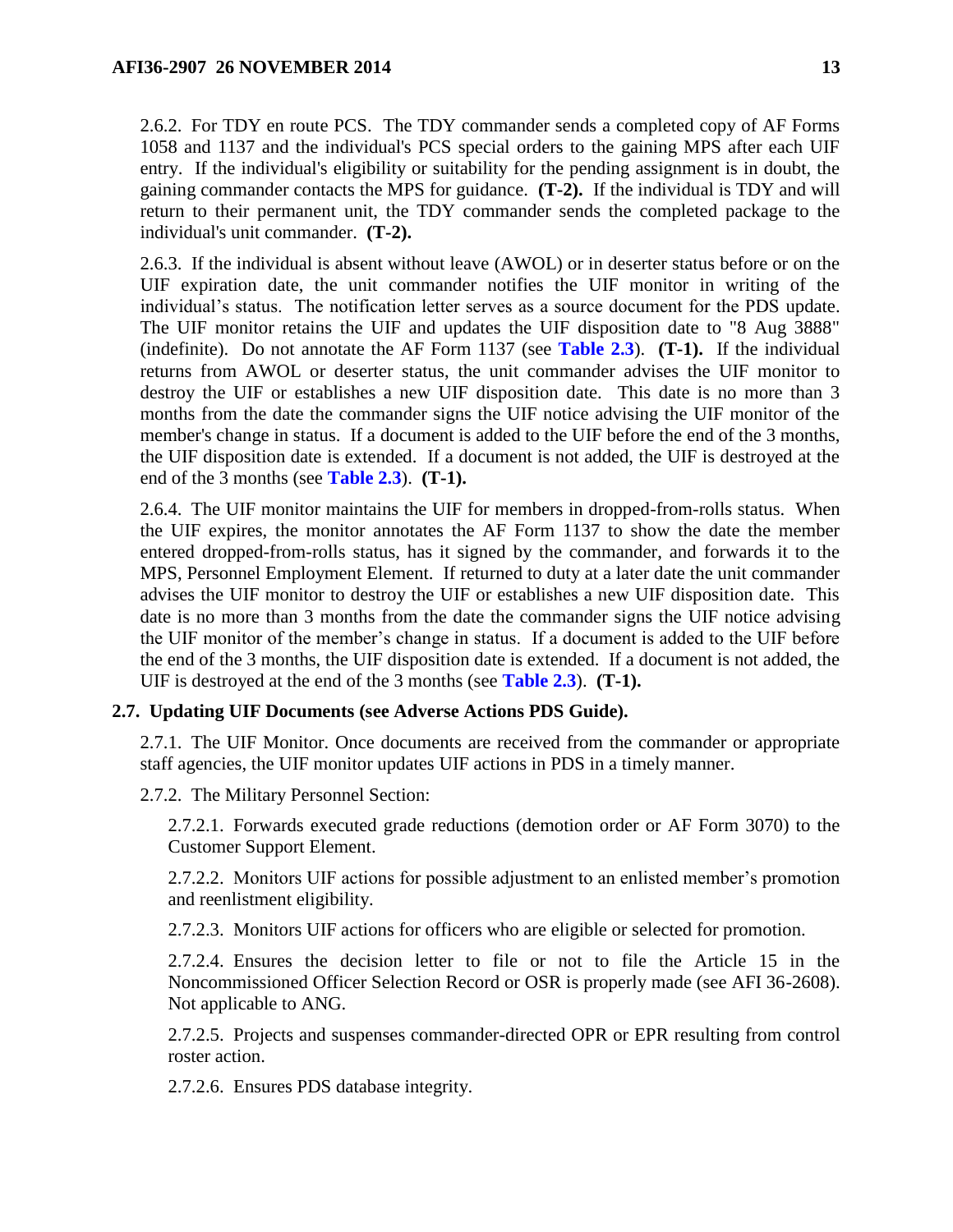2.6.2. For TDY en route PCS. The TDY commander sends a completed copy of AF Forms 1058 and 1137 and the individual's PCS special orders to the gaining MPS after each UIF entry. If the individual's eligibility or suitability for the pending assignment is in doubt, the gaining commander contacts the MPS for guidance. **(T-2).** If the individual is TDY and will return to their permanent unit, the TDY commander sends the completed package to the individual's unit commander. **(T-2).**

2.6.3. If the individual is absent without leave (AWOL) or in deserter status before or on the UIF expiration date, the unit commander notifies the UIF monitor in writing of the individual's status. The notification letter serves as a source document for the PDS update. The UIF monitor retains the UIF and updates the UIF disposition date to "8 Aug 3888" (indefinite). Do not annotate the AF Form 1137 (see **Table 2.3**). **(T-1).** If the individual returns from AWOL or deserter status, the unit commander advises the UIF monitor to destroy the UIF or establishes a new UIF disposition date. This date is no more than 3 months from the date the commander signs the UIF notice advising the UIF monitor of the member's change in status. If a document is added to the UIF before the end of the 3 months, the UIF disposition date is extended. If a document is not added, the UIF is destroyed at the end of the 3 months (see **Table 2.3**). **(T-1).**

2.6.4. The UIF monitor maintains the UIF for members in dropped-from-rolls status. When the UIF expires, the monitor annotates the AF Form 1137 to show the date the member entered dropped-from-rolls status, has it signed by the commander, and forwards it to the MPS, Personnel Employment Element. If returned to duty at a later date the unit commander advises the UIF monitor to destroy the UIF or establishes a new UIF disposition date. This date is no more than 3 months from the date the commander signs the UIF notice advising the UIF monitor of the member's change in status. If a document is added to the UIF before the end of the 3 months, the UIF disposition date is extended. If a document is not added, the UIF is destroyed at the end of the 3 months (see **Table 2.3**). **(T-1).**

**2.7. Updating UIF Documents (see Adverse Actions PDS Guide).**

2.7.1. The UIF Monitor. Once documents are received from the commander or appropriate staff agencies, the UIF monitor updates UIF actions in PDS in a timely manner.

2.7.2. The Military Personnel Section:

2.7.2.1. Forwards executed grade reductions (demotion order or AF Form 3070) to the Customer Support Element.

2.7.2.2. Monitors UIF actions for possible adjustment to an enlisted member's promotion and reenlistment eligibility.

2.7.2.3. Monitors UIF actions for officers who are eligible or selected for promotion.

2.7.2.4. Ensures the decision letter to file or not to file the Article 15 in the Noncommissioned Officer Selection Record or OSR is properly made (see AFI 36-2608). Not applicable to ANG.

2.7.2.5. Projects and suspenses commander-directed OPR or EPR resulting from control roster action.

2.7.2.6. Ensures PDS database integrity.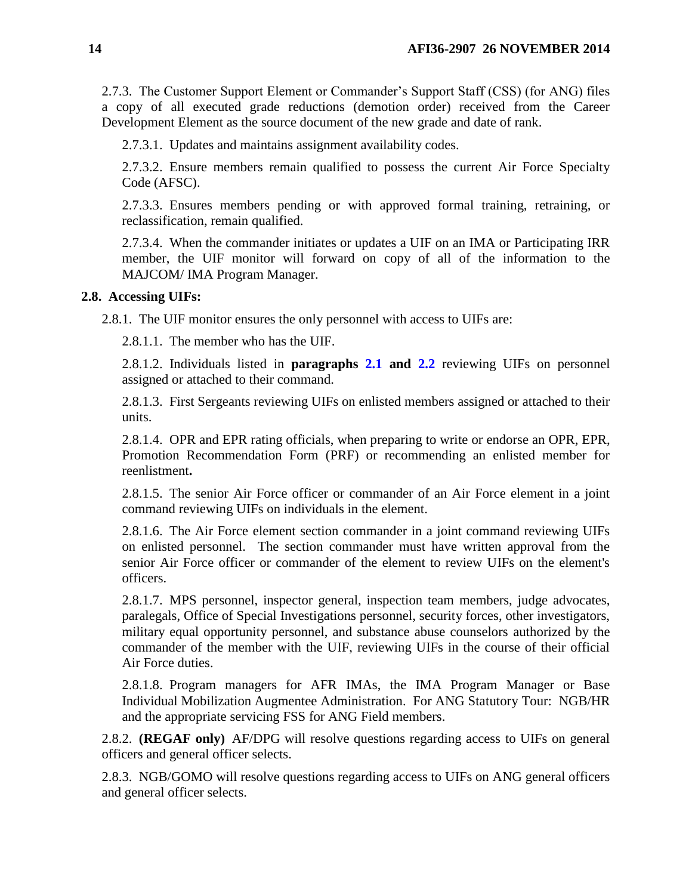2.7.3. The Customer Support Element or Commander's Support Staff (CSS) (for ANG) files a copy of all executed grade reductions (demotion order) received from the Career Development Element as the source document of the new grade and date of rank.

2.7.3.1. Updates and maintains assignment availability codes.

2.7.3.2. Ensure members remain qualified to possess the current Air Force Specialty Code (AFSC).

2.7.3.3. Ensures members pending or with approved formal training, retraining, or reclassification, remain qualified.

2.7.3.4. When the commander initiates or updates a UIF on an IMA or Participating IRR member, the UIF monitor will forward on copy of all of the information to the MAJCOM/ IMA Program Manager.

**2.8. Accessing UIFs:**

2.8.1. The UIF monitor ensures the only personnel with access to UIFs are:

2.8.1.1. The member who has the UIF.

2.8.1.2. Individuals listed in **paragraphs 2.1 and 2.2** reviewing UIFs on personnel assigned or attached to their command.

2.8.1.3. First Sergeants reviewing UIFs on enlisted members assigned or attached to their units.

2.8.1.4. OPR and EPR rating officials, when preparing to write or endorse an OPR, EPR, Promotion Recommendation Form (PRF) or recommending an enlisted member for reenlistment**.**

2.8.1.5. The senior Air Force officer or commander of an Air Force element in a joint command reviewing UIFs on individuals in the element.

2.8.1.6. The Air Force element section commander in a joint command reviewing UIFs on enlisted personnel. The section commander must have written approval from the senior Air Force officer or commander of the element to review UIFs on the element's officers.

2.8.1.7. MPS personnel, inspector general, inspection team members, judge advocates, paralegals, Office of Special Investigations personnel, security forces, other investigators, military equal opportunity personnel, and substance abuse counselors authorized by the commander of the member with the UIF, reviewing UIFs in the course of their official Air Force duties.

2.8.1.8. Program managers for AFR IMAs, the IMA Program Manager or Base Individual Mobilization Augmentee Administration. For ANG Statutory Tour: NGB/HR and the appropriate servicing FSS for ANG Field members.

2.8.2. **(REGAF only)** AF/DPG will resolve questions regarding access to UIFs on general officers and general officer selects.

2.8.3. NGB/GOMO will resolve questions regarding access to UIFs on ANG general officers and general officer selects.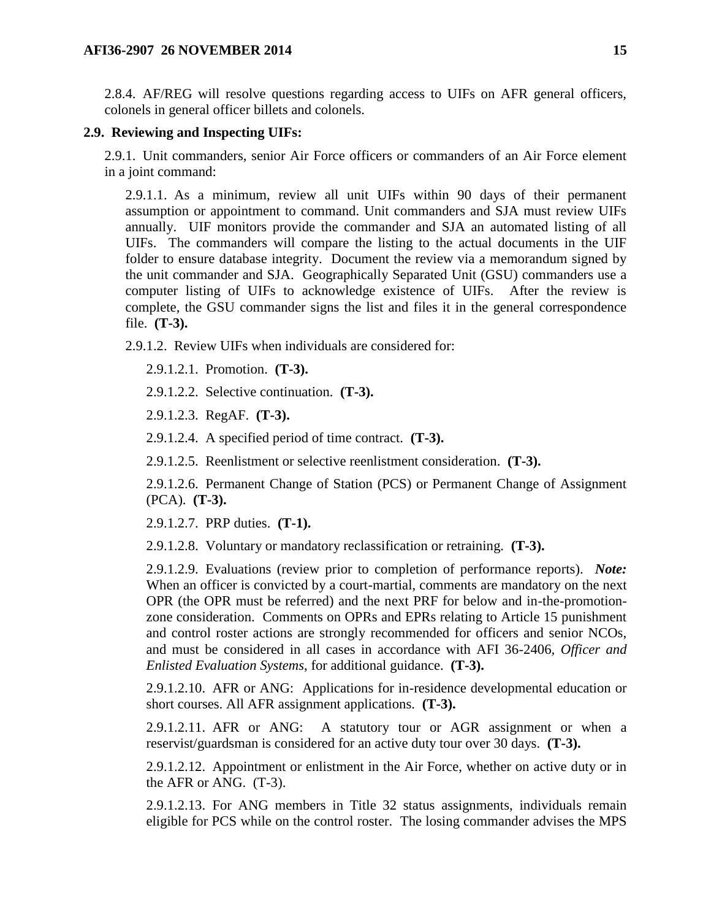2.8.4. AF/REG will resolve questions regarding access to UIFs on AFR general officers, colonels in general officer billets and colonels.

**2.9. Reviewing and Inspecting UIFs:**

2.9.1. Unit commanders, senior Air Force officers or commanders of an Air Force element in a joint command:

2.9.1.1. As a minimum, review all unit UIFs within 90 days of their permanent assumption or appointment to command. Unit commanders and SJA must review UIFs annually. UIF monitors provide the commander and SJA an automated listing of all UIFs. The commanders will compare the listing to the actual documents in the UIF folder to ensure database integrity. Document the review via a memorandum signed by the unit commander and SJA. Geographically Separated Unit (GSU) commanders use a computer listing of UIFs to acknowledge existence of UIFs. After the review is complete, the GSU commander signs the list and files it in the general correspondence file. **(T-3).**

2.9.1.2. Review UIFs when individuals are considered for:

2.9.1.2.1. Promotion. **(T-3).**

2.9.1.2.2. Selective continuation. **(T-3).**

2.9.1.2.3. RegAF. **(T-3).**

2.9.1.2.4. A specified period of time contract. **(T-3).**

2.9.1.2.5. Reenlistment or selective reenlistment consideration. **(T-3).**

2.9.1.2.6. Permanent Change of Station (PCS) or Permanent Change of Assignment (PCA). **(T-3).**

2.9.1.2.7. PRP duties. **(T-1).**

2.9.1.2.8. Voluntary or mandatory reclassification or retraining. **(T-3).**

2.9.1.2.9. Evaluations (review prior to completion of performance reports). ***Note:*** When an officer is convicted by a court-martial, comments are mandatory on the next OPR (the OPR must be referred) and the next PRF for below and in-the-promotion-zone consideration. Comments on OPRs and EPRs relating to Article 15 punishment and control roster actions are strongly recommended for officers and senior NCOs, and must be considered in all cases in accordance with AFI 36-2406, *Officer and Enlisted Evaluation Systems*, for additional guidance. **(T-3).**

2.9.1.2.10. AFR or ANG: Applications for in-residence developmental education or short courses. All AFR assignment applications. **(T-3).**

2.9.1.2.11. AFR or ANG: A statutory tour or AGR assignment or when a reservist/guardsman is considered for an active duty tour over 30 days. **(T-3).**

2.9.1.2.12. Appointment or enlistment in the Air Force, whether on active duty or in the AFR or ANG. (T-3).

2.9.1.2.13. For ANG members in Title 32 status assignments, individuals remain eligible for PCS while on the control roster. The losing commander advises the MPS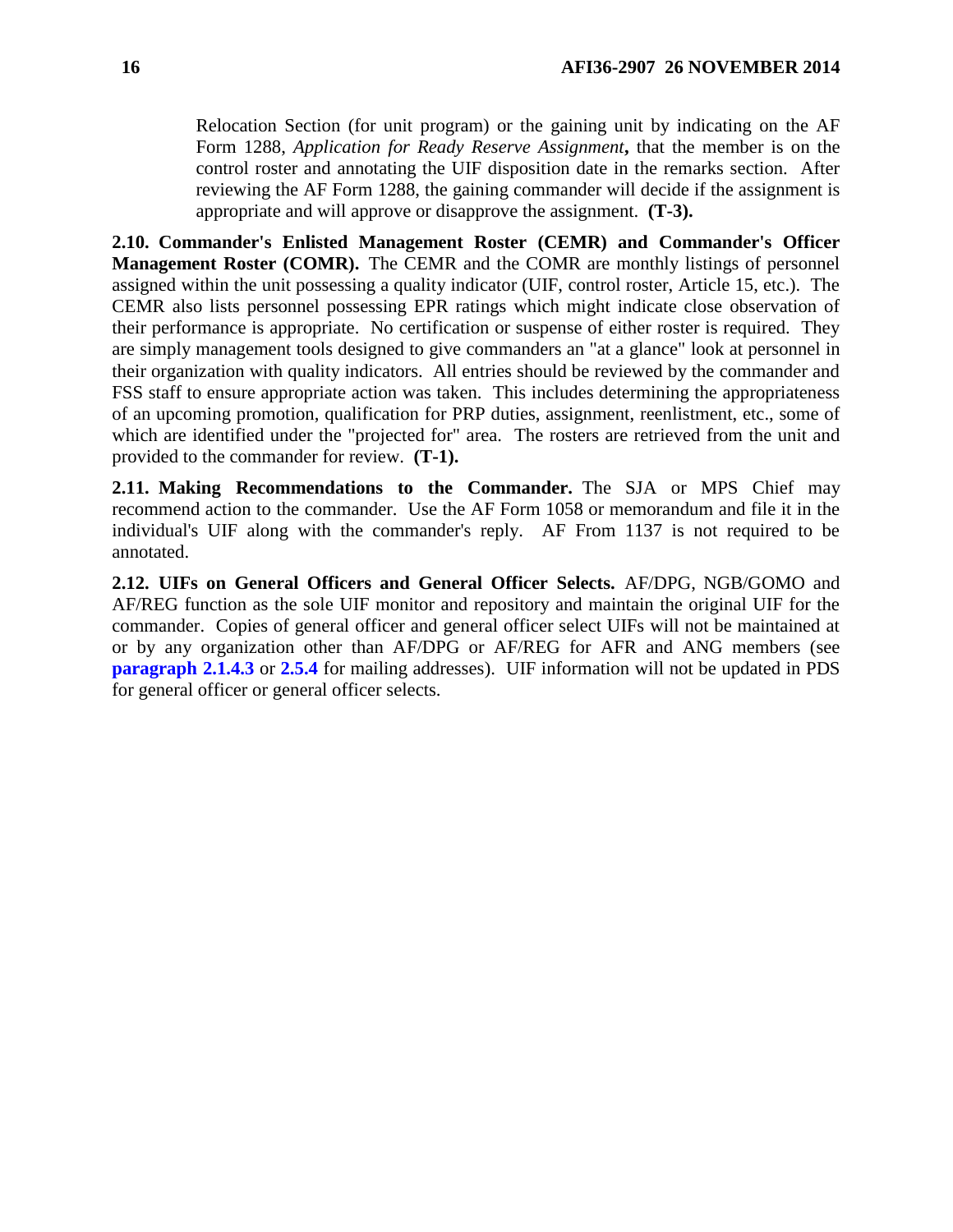Relocation Section (for unit program) or the gaining unit by indicating on the AF Form 1288, *Application for Ready Reserve Assignment***,** that the member is on the control roster and annotating the UIF disposition date in the remarks section. After reviewing the AF Form 1288, the gaining commander will decide if the assignment is appropriate and will approve or disapprove the assignment. **(T-3).**

**2.10. Commander's Enlisted Management Roster (CEMR) and Commander's Officer Management Roster (COMR).** The CEMR and the COMR are monthly listings of personnel assigned within the unit possessing a quality indicator (UIF, control roster, Article 15, etc.). The CEMR also lists personnel possessing EPR ratings which might indicate close observation of their performance is appropriate. No certification or suspense of either roster is required. They are simply management tools designed to give commanders an "at a glance" look at personnel in their organization with quality indicators. All entries should be reviewed by the commander and FSS staff to ensure appropriate action was taken. This includes determining the appropriateness of an upcoming promotion, qualification for PRP duties, assignment, reenlistment, etc., some of which are identified under the "projected for" area. The rosters are retrieved from the unit and provided to the commander for review. **(T-1).**

**2.11. Making Recommendations to the Commander.** The SJA or MPS Chief may recommend action to the commander. Use the AF Form 1058 or memorandum and file it in the individual's UIF along with the commander's reply. AF From 1137 is not required to be annotated.

**2.12. UIFs on General Officers and General Officer Selects.** AF/DPG, NGB/GOMO and AF/REG function as the sole UIF monitor and repository and maintain the original UIF for the commander. Copies of general officer and general officer select UIFs will not be maintained at or by any organization other than AF/DPG or AF/REG for AFR and ANG members (see **paragraph 2.1.4.3** or **2.5.4** for mailing addresses). UIF information will not be updated in PDS for general officer or general officer selects.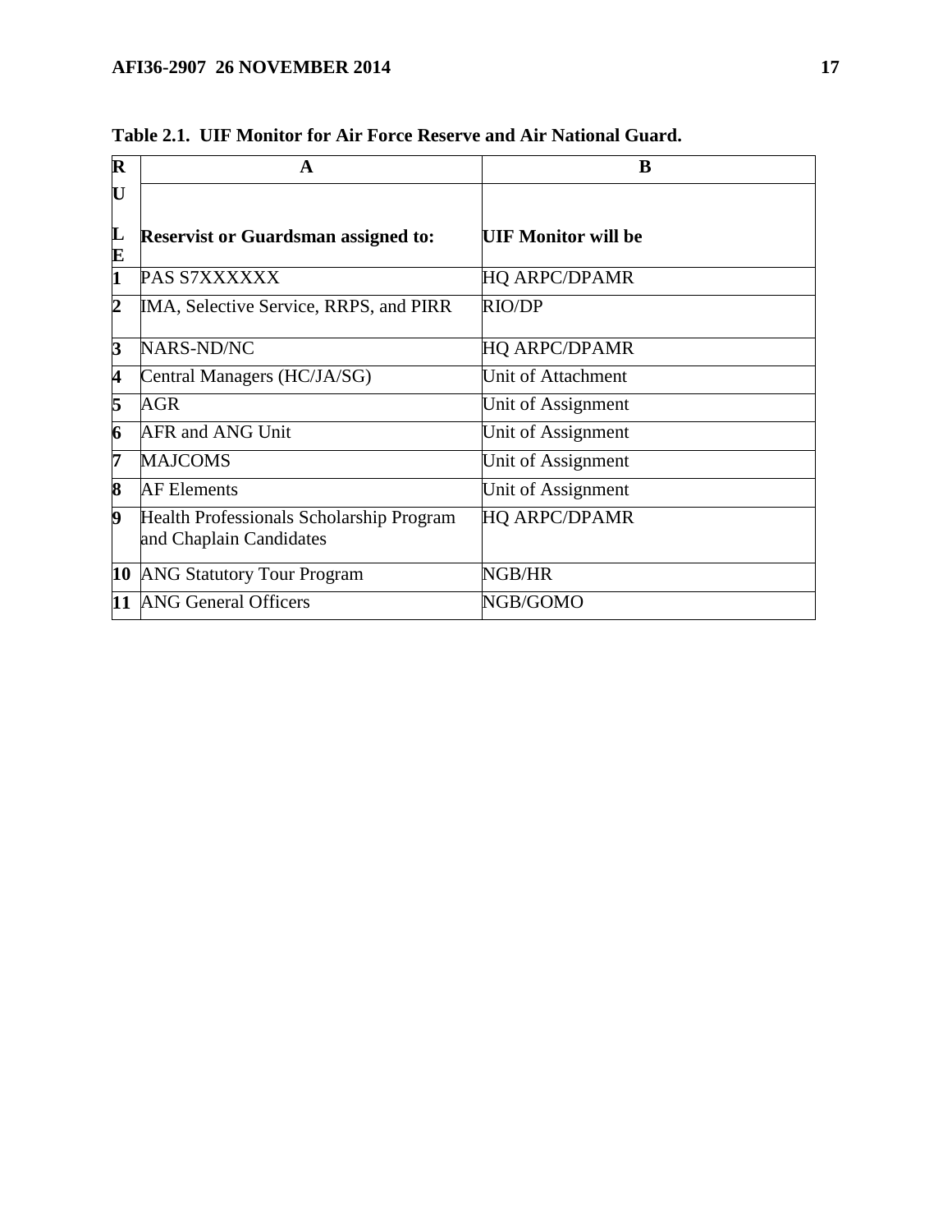**Table 2.1. UIF Monitor for Air Force Reserve and Air National Guard.**

| R | A | B |
|---|---|---|
| RULE | **Reservist or Guardsman assigned to:** | **UIF Monitor will be** |
| 1 | PAS S7XXXXXX | HQ ARPC/DPAMR |
| 2 | IMA, Selective Service, RRPS, and PIRR | RIO/DP |
| 3 | NARS-ND/NC | HQ ARPC/DPAMR |
| 4 | Central Managers (HC/JA/SG) | Unit of Attachment |
| 5 | AGR | Unit of Assignment |
| 6 | AFR and ANG Unit | Unit of Assignment |
| 7 | MAJCOMS | Unit of Assignment |
| 8 | AF Elements | Unit of Assignment |
| 9 | Health Professionals Scholarship Program and Chaplain Candidates | HQ ARPC/DPAMR |
| 10 | ANG Statutory Tour Program | NGB/HR |
| 11 | ANG General Officers | NGB/GOMO |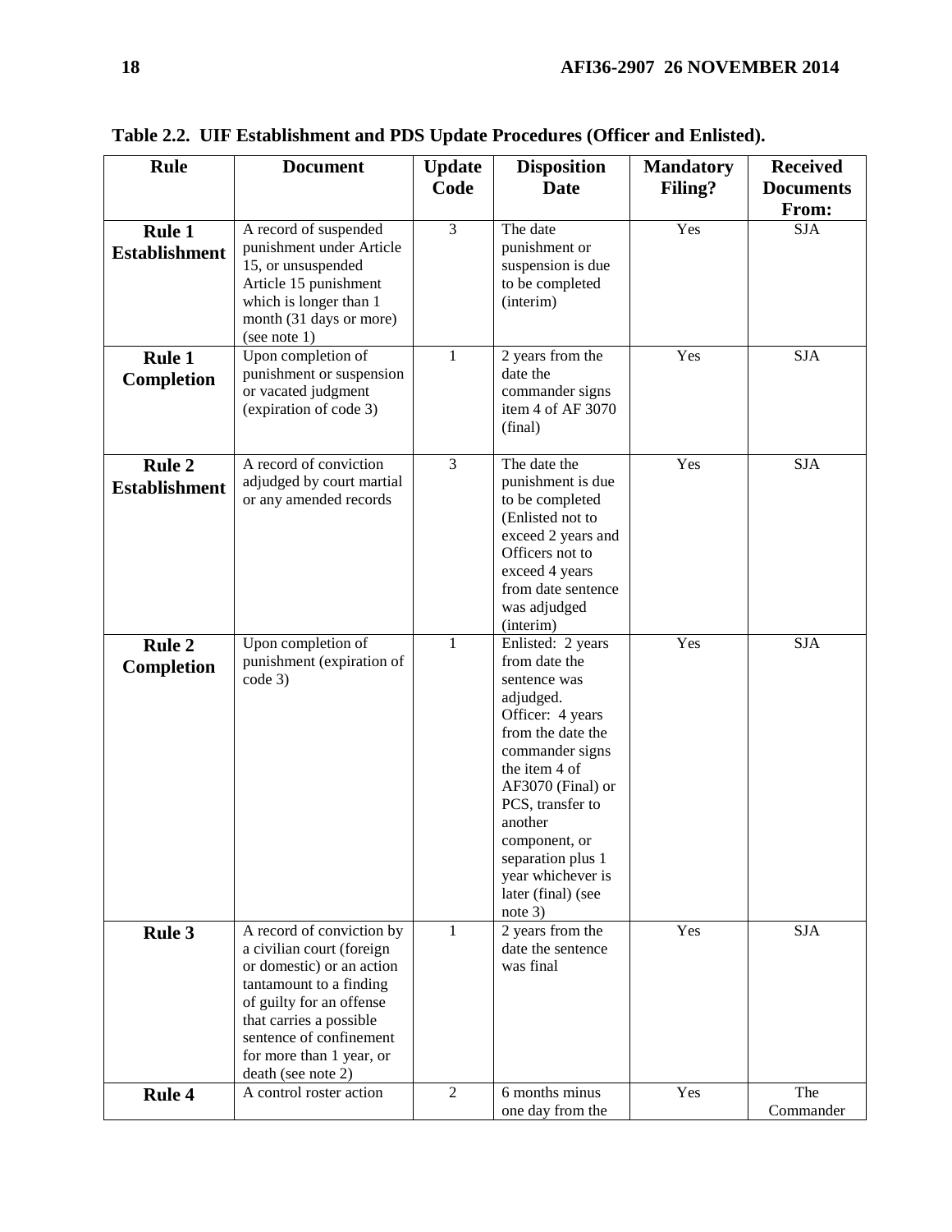**Table 2.2. UIF Establishment and PDS Update Procedures (Officer and Enlisted).**

| Rule | Document | Update Code | Disposition Date | Mandatory Filing? | Received Documents From: |
|---|---|---|---|---|---|
| **Rule 1 Establishment** | A record of suspended punishment under Article 15, or unsuspended Article 15 punishment which is longer than 1 month (31 days or more) (see note 1) | 3 | The date punishment or suspension is due to be completed (interim) | Yes | SJA |
| **Rule 1 Completion** | Upon completion of punishment or suspension or vacated judgment (expiration of code 3) | 1 | 2 years from the date the commander signs item 4 of AF 3070 (final) | Yes | SJA |
| **Rule 2 Establishment** | A record of conviction adjudged by court martial or any amended records | 3 | The date the punishment is due to be completed (Enlisted not to exceed 2 years and Officers not to exceed 4 years from date sentence was adjudged (interim) | Yes | SJA |
| **Rule 2 Completion** | Upon completion of punishment (expiration of code 3) | 1 | Enlisted: 2 years from date the sentence was adjudged. Officer: 4 years from the date the commander signs the item 4 of AF3070 (Final) or PCS, transfer to another component, or separation plus 1 year whichever is later (final) (see note 3) | Yes | SJA |
| **Rule 3** | A record of conviction by a civilian court (foreign or domestic) or an action tantamount to a finding of guilty for an offense that carries a possible sentence of confinement for more than 1 year, or death (see note 2) | 1 | 2 years from the date the sentence was final | Yes | SJA |
| **Rule 4** | A control roster action | 2 | 6 months minus one day from the | Yes | The Commander |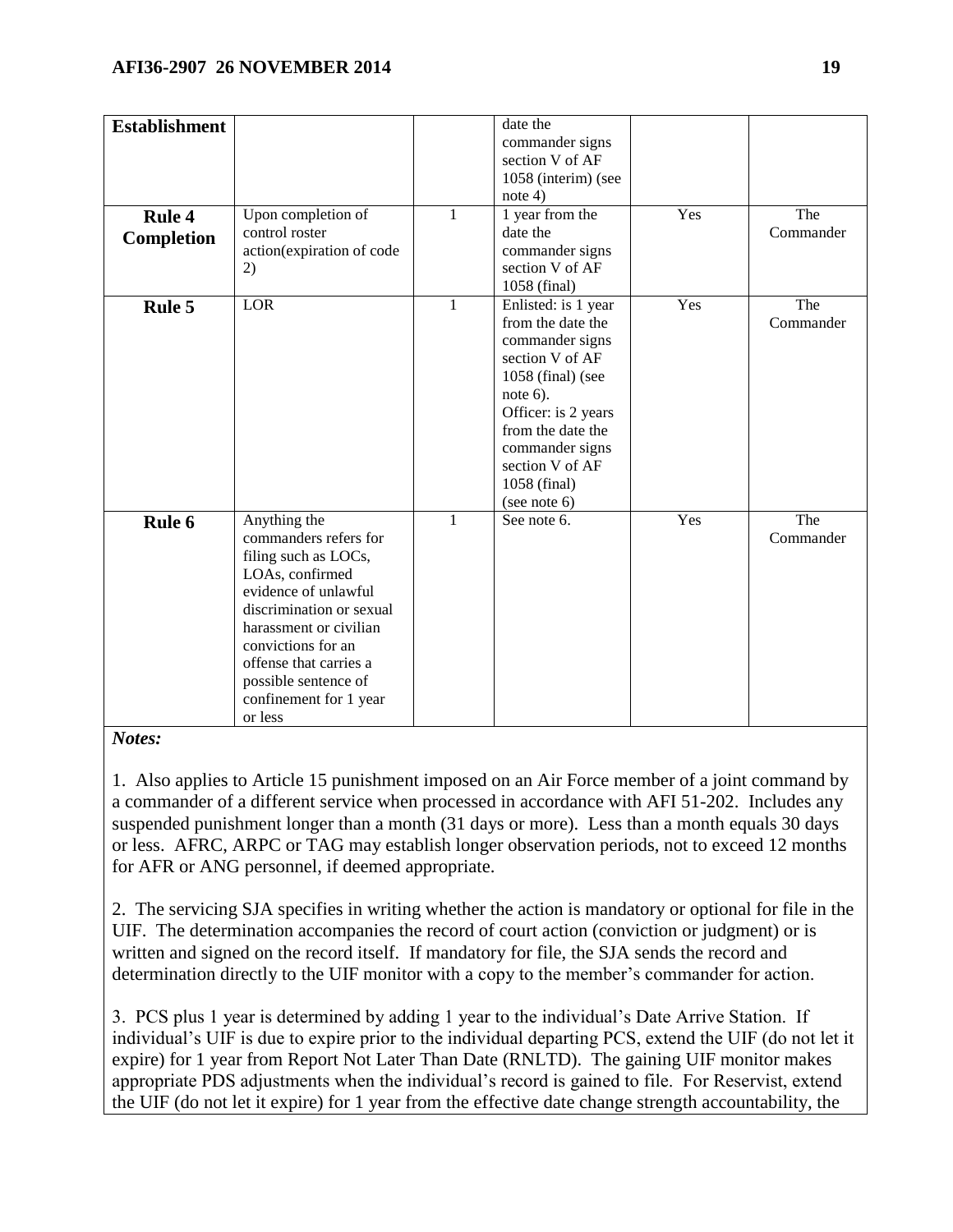| | | | | | |
|---|---|---|---|---|---|
| **Establishment** | | | date the commander signs section V of AF 1058 (interim) (see note 4) | | |
| **Rule 4 Completion** | Upon completion of control roster action(expiration of code 2) | 1 | 1 year from the date the commander signs section V of AF 1058 (final) | Yes | The Commander |
| **Rule 5** | LOR | 1 | Enlisted: is 1 year from the date the commander signs section V of AF 1058 (final) (see note 6). Officer: is 2 years from the date the commander signs section V of AF 1058 (final) (see note 6) | Yes | The Commander |
| **Rule 6** | Anything the commanders refers for filing such as LOCs, LOAs, confirmed evidence of unlawful discrimination or sexual harassment or civilian convictions for an offense that carries a possible sentence of confinement for 1 year or less | 1 | See note 6. | Yes | The Commander |

***Notes:***

1. Also applies to Article 15 punishment imposed on an Air Force member of a joint command by a commander of a different service when processed in accordance with AFI 51-202. Includes any suspended punishment longer than a month (31 days or more). Less than a month equals 30 days or less. AFRC, ARPC or TAG may establish longer observation periods, not to exceed 12 months for AFR or ANG personnel, if deemed appropriate.

2. The servicing SJA specifies in writing whether the action is mandatory or optional for file in the UIF. The determination accompanies the record of court action (conviction or judgment) or is written and signed on the record itself. If mandatory for file, the SJA sends the record and determination directly to the UIF monitor with a copy to the member's commander for action.

3. PCS plus 1 year is determined by adding 1 year to the individual's Date Arrive Station. If individual's UIF is due to expire prior to the individual departing PCS, extend the UIF (do not let it expire) for 1 year from Report Not Later Than Date (RNLTD). The gaining UIF monitor makes appropriate PDS adjustments when the individual's record is gained to file. For Reservist, extend the UIF (do not let it expire) for 1 year from the effective date change strength accountability, the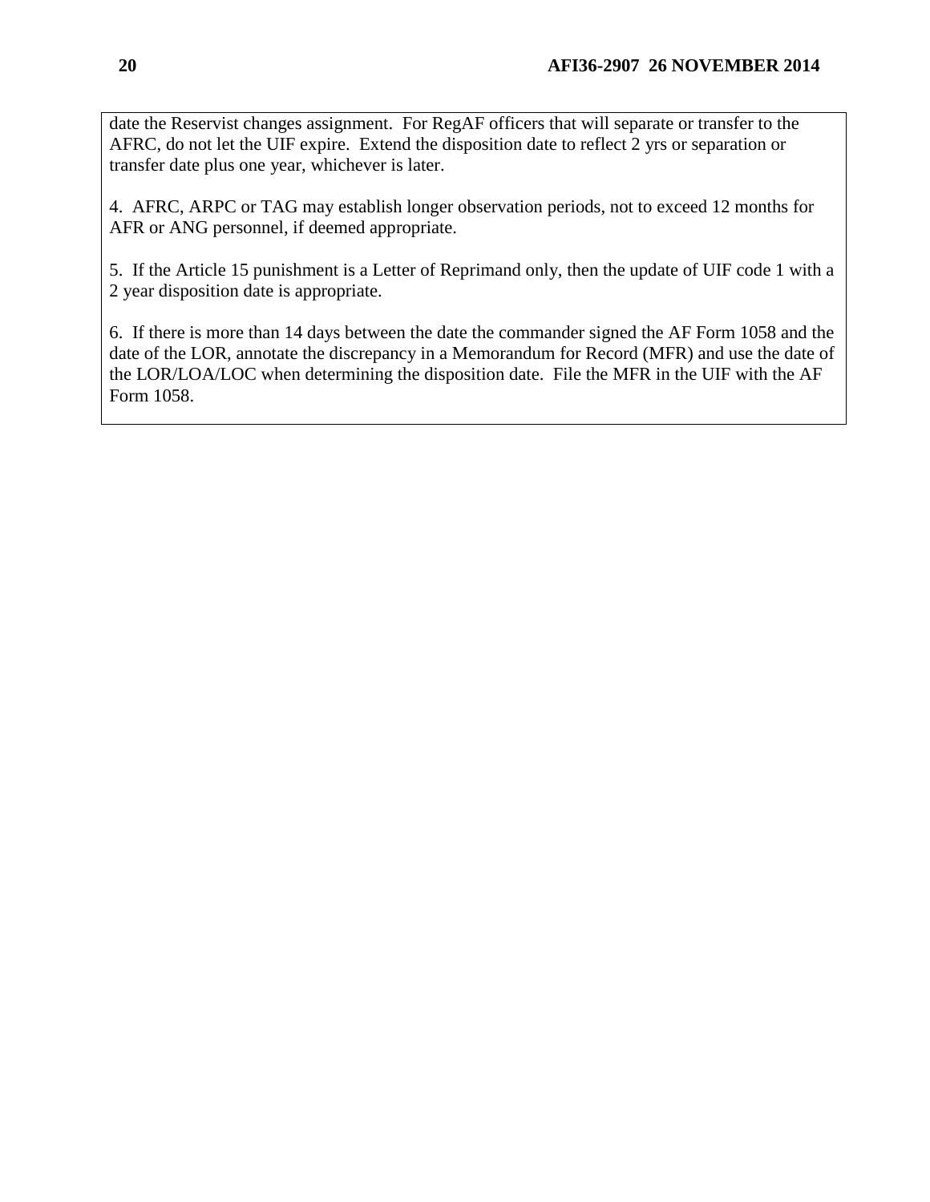date the Reservist changes assignment. For RegAF officers that will separate or transfer to the AFRC, do not let the UIF expire. Extend the disposition date to reflect 2 yrs or separation or transfer date plus one year, whichever is later.

4. AFRC, ARPC or TAG may establish longer observation periods, not to exceed 12 months for AFR or ANG personnel, if deemed appropriate.

5. If the Article 15 punishment is a Letter of Reprimand only, then the update of UIF code 1 with a 2 year disposition date is appropriate.

6. If there is more than 14 days between the date the commander signed the AF Form 1058 and the date of the LOR, annotate the discrepancy in a Memorandum for Record (MFR) and use the date of the LOR/LOA/LOC when determining the disposition date. File the MFR in the UIF with the AF Form 1058.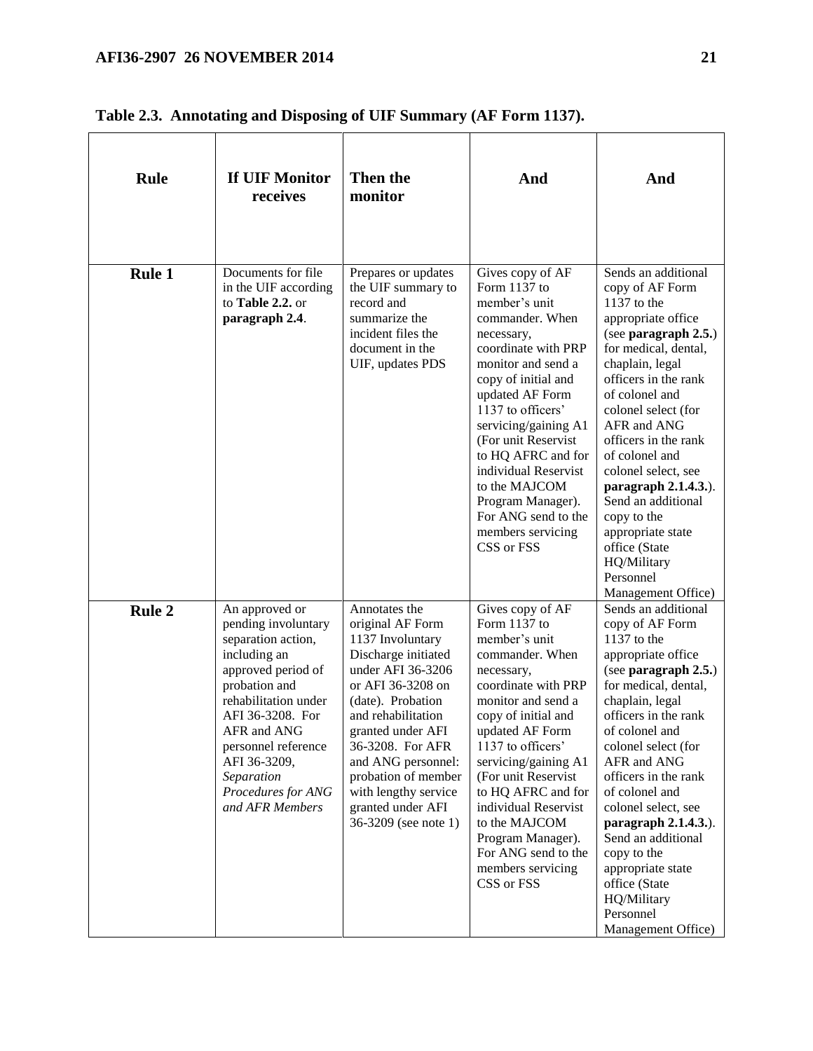**Table 2.3. Annotating and Disposing of UIF Summary (AF Form 1137).**

| Rule | If UIF Monitor receives | Then the monitor | And | And |
|---|---|---|---|---|
| **Rule 1** | Documents for file in the UIF according to **Table 2.2.** or **paragraph 2.4**. | Prepares or updates the UIF summary to record and summarize the incident files the document in the UIF, updates PDS | Gives copy of AF Form 1137 to member's unit commander. When necessary, coordinate with PRP monitor and send a copy of initial and updated AF Form 1137 to officers' servicing/gaining A1 (For unit Reservist to HQ AFRC and for individual Reservist to the MAJCOM Program Manager). For ANG send to the members servicing CSS or FSS | Sends an additional copy of AF Form 1137 to the appropriate office (see **paragraph 2.5.**) for medical, dental, chaplain, legal officers in the rank of colonel and colonel select (for AFR and ANG officers in the rank of colonel and colonel select, see **paragraph 2.1.4.3.**). Send an additional copy to the appropriate state office (State HQ/Military Personnel Management Office) |
| **Rule 2** | An approved or pending involuntary separation action, including an approved period of probation and rehabilitation under AFI 36-3208. For AFR and ANG personnel reference AFI 36-3209, *Separation Procedures for ANG and AFR Members* | Annotates the original AF Form 1137 Involuntary Discharge initiated under AFI 36-3206 or AFI 36-3208 on (date). Probation and rehabilitation granted under AFI 36-3208. For AFR and ANG personnel: probation of member with lengthy service granted under AFI 36-3209 (see note 1) | Gives copy of AF Form 1137 to member's unit commander. When necessary, coordinate with PRP monitor and send a copy of initial and updated AF Form 1137 to officers' servicing/gaining A1 (For unit Reservist to HQ AFRC and for individual Reservist to the MAJCOM Program Manager). For ANG send to the members servicing CSS or FSS | Sends an additional copy of AF Form 1137 to the appropriate office (see **paragraph 2.5.**) for medical, dental, chaplain, legal officers in the rank of colonel and colonel select (for AFR and ANG officers in the rank of colonel and colonel select, see **paragraph 2.1.4.3.**). Send an additional copy to the appropriate state office (State HQ/Military Personnel Management Office) |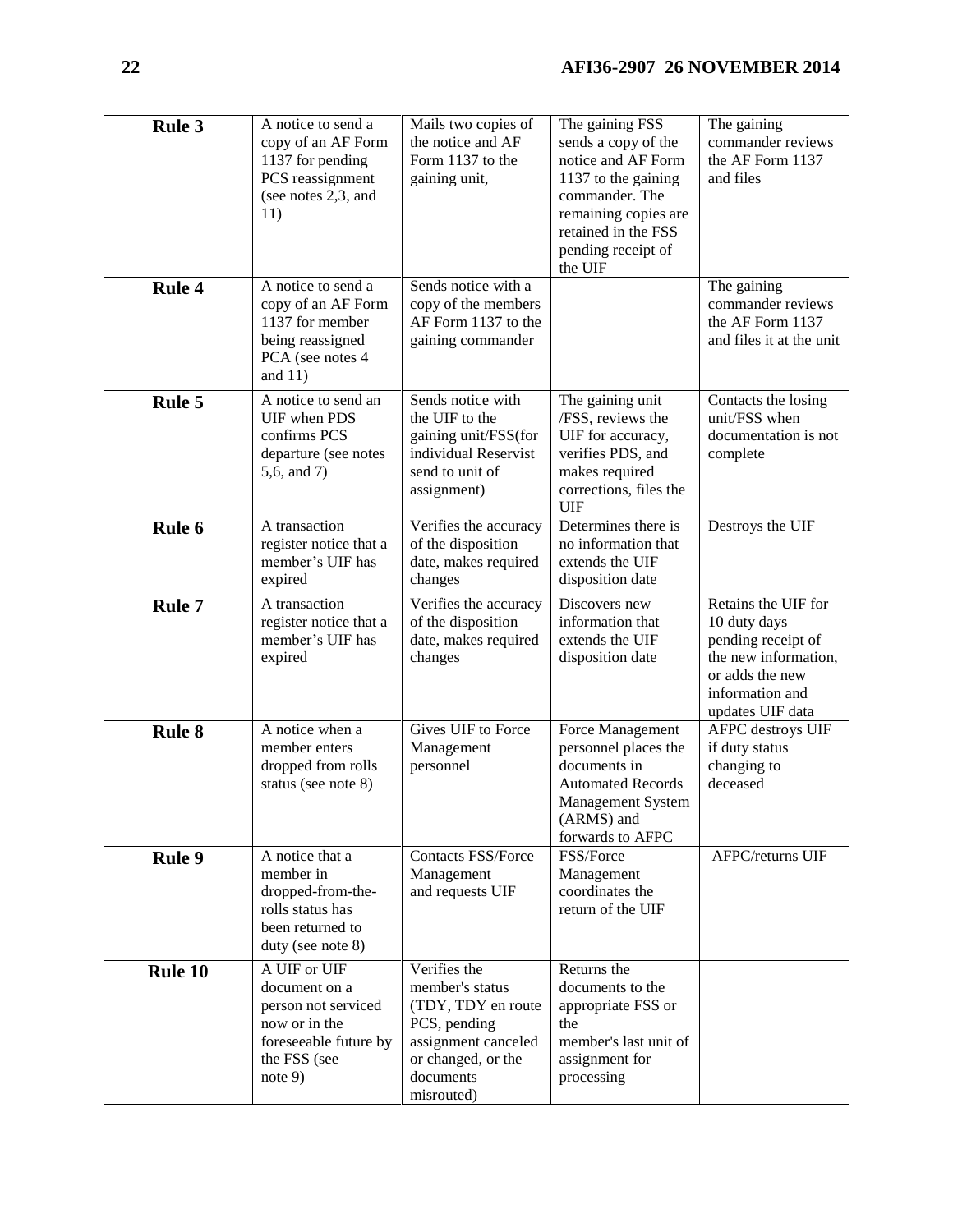| | | | | |
|---|---|---|---|---|
| **Rule 3** | A notice to send a copy of an AF Form 1137 for pending PCS reassignment (see notes 2,3, and 11) | Mails two copies of the notice and AF Form 1137 to the gaining unit, | The gaining FSS sends a copy of the notice and AF Form 1137 to the gaining commander. The remaining copies are retained in the FSS pending receipt of the UIF | The gaining commander reviews the AF Form 1137 and files |
| **Rule 4** | A notice to send a copy of an AF Form 1137 for member being reassigned PCA (see notes 4 and 11) | Sends notice with a copy of the members AF Form 1137 to the gaining commander | | The gaining commander reviews the AF Form 1137 and files it at the unit |
| **Rule 5** | A notice to send an UIF when PDS confirms PCS departure (see notes 5,6, and 7) | Sends notice with the UIF to the gaining unit/FSS(for individual Reservist send to unit of assignment) | The gaining unit /FSS, reviews the UIF for accuracy, verifies PDS, and makes required corrections, files the UIF | Contacts the losing unit/FSS when documentation is not complete |
| **Rule 6** | A transaction register notice that a member's UIF has expired | Verifies the accuracy of the disposition date, makes required changes | Determines there is no information that extends the UIF disposition date | Destroys the UIF |
| **Rule 7** | A transaction register notice that a member's UIF has expired | Verifies the accuracy of the disposition date, makes required changes | Discovers new information that extends the UIF disposition date | Retains the UIF for 10 duty days pending receipt of the new information, or adds the new information and updates UIF data |
| **Rule 8** | A notice when a member enters dropped from rolls status (see note 8) | Gives UIF to Force Management personnel | Force Management personnel places the documents in Automated Records Management System (ARMS) and forwards to AFPC | AFPC destroys UIF if duty status changing to deceased |
| **Rule 9** | A notice that a member in dropped-from-the-rolls status has been returned to duty (see note 8) | Contacts FSS/Force Management and requests UIF | FSS/Force Management coordinates the return of the UIF | AFPC/returns UIF |
| **Rule 10** | A UIF or UIF document on a person not serviced now or in the foreseeable future by the FSS (see note 9) | Verifies the member's status (TDY, TDY en route PCS, pending assignment canceled or changed, or the documents misrouted) | Returns the documents to the appropriate FSS or the member's last unit of assignment for processing | |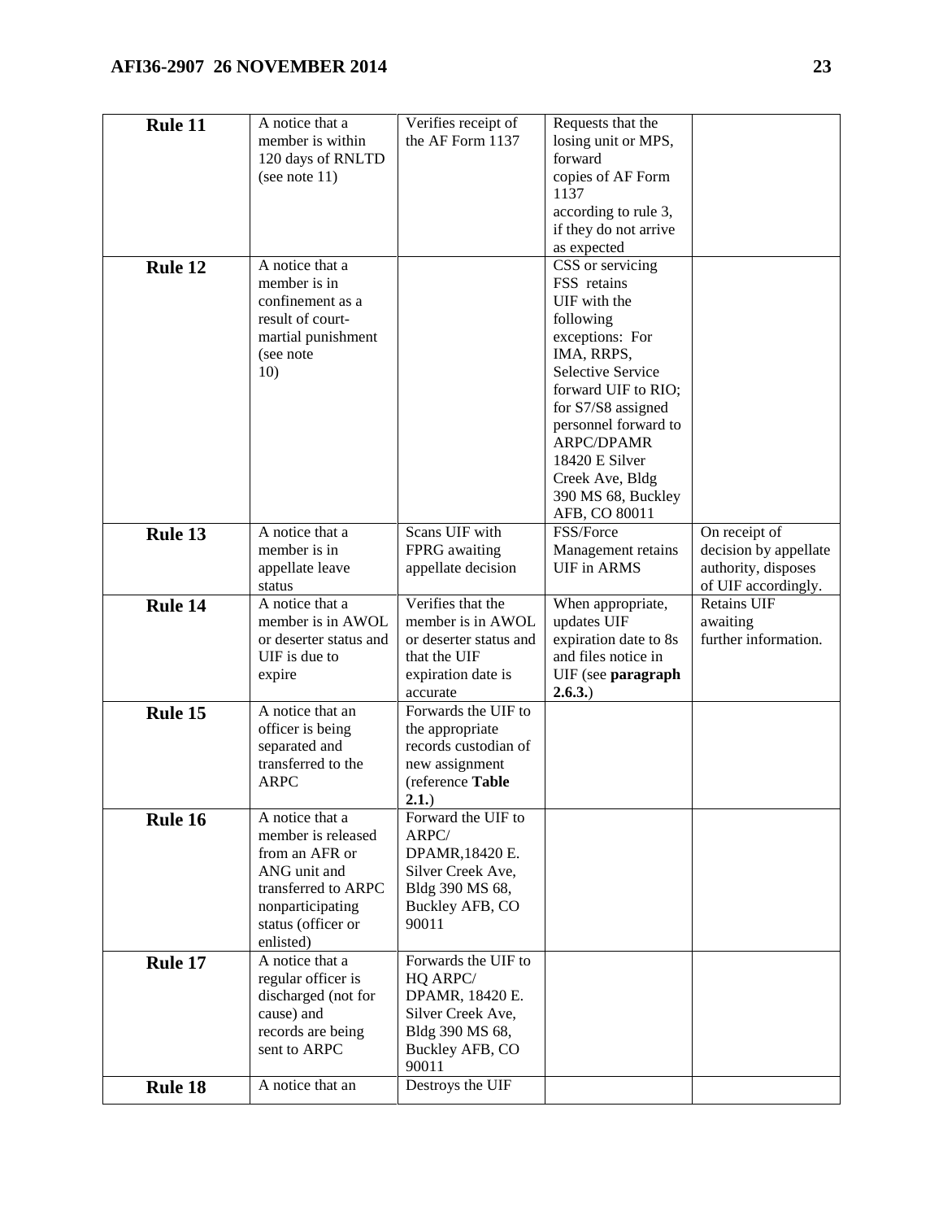| Rule 11 | A notice that a member is within 120 days of RNLTD (see note 11) | Verifies receipt of the AF Form 1137 | Requests that the losing unit or MPS, forward copies of AF Form 1137 according to rule 3, if they do not arrive as expected | |
|---|---|---|---|---|
| **Rule 12** | A notice that a member is in confinement as a result of court-martial punishment (see note 10) | | CSS or servicing FSS retains UIF with the following exceptions: For IMA, RRPS, Selective Service forward UIF to RIO; for S7/S8 assigned personnel forward to ARPC/DPAMR 18420 E Silver Creek Ave, Bldg 390 MS 68, Buckley AFB, CO 80011 | |
| **Rule 13** | A notice that a member is in appellate leave status | Scans UIF with FPRG awaiting appellate decision | FSS/Force Management retains UIF in ARMS | On receipt of decision by appellate authority, disposes of UIF accordingly. |
| **Rule 14** | A notice that a member is in AWOL or deserter status and UIF is due to expire | Verifies that the member is in AWOL or deserter status and that the UIF expiration date is accurate | When appropriate, updates UIF expiration date to 8s and files notice in UIF (see **paragraph 2.6.3.**) | Retains UIF awaiting further information. |
| **Rule 15** | A notice that an officer is being separated and transferred to the ARPC | Forwards the UIF to the appropriate records custodian of new assignment (reference **Table 2.1.**) | | |
| **Rule 16** | A notice that a member is released from an AFR or ANG unit and transferred to ARPC nonparticipating status (officer or enlisted) | Forward the UIF to ARPC/ DPAMR,18420 E. Silver Creek Ave, Bldg 390 MS 68, Buckley AFB, CO 90011 | | |
| **Rule 17** | A notice that a regular officer is discharged (not for cause) and records are being sent to ARPC | Forwards the UIF to HQ ARPC/ DPAMR, 18420 E. Silver Creek Ave, Bldg 390 MS 68, Buckley AFB, CO 90011 | | |
| **Rule 18** | A notice that an | Destroys the UIF | | |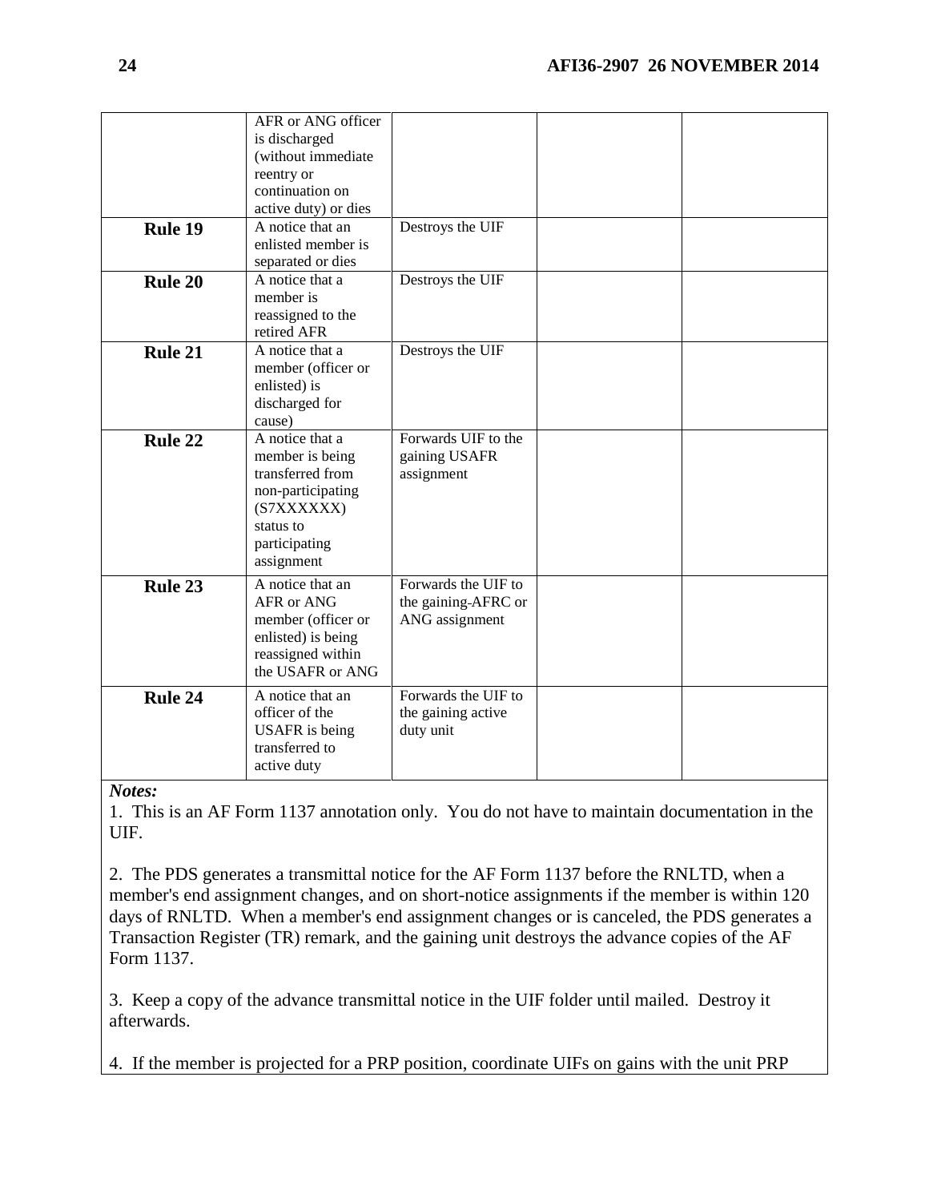| | | | | |
|---|---|---|---|---|
| | AFR or ANG officer is discharged (without immediate reentry or continuation on active duty) or dies | | | |
| **Rule 19** | A notice that an enlisted member is separated or dies | Destroys the UIF | | |
| **Rule 20** | A notice that a member is reassigned to the retired AFR | Destroys the UIF | | |
| **Rule 21** | A notice that a member (officer or enlisted) is discharged for cause) | Destroys the UIF | | |
| **Rule 22** | A notice that a member is being transferred from non-participating (S7XXXXXX) status to participating assignment | Forwards UIF to the gaining USAFR assignment | | |
| **Rule 23** | A notice that an AFR or ANG member (officer or enlisted) is being reassigned within the USAFR or ANG | Forwards the UIF to the gaining-AFRC or ANG assignment | | |
| **Rule 24** | A notice that an officer of the USAFR is being transferred to active duty | Forwards the UIF to the gaining active duty unit | | |

***Notes:***

1. This is an AF Form 1137 annotation only. You do not have to maintain documentation in the UIF.

2. The PDS generates a transmittal notice for the AF Form 1137 before the RNLTD, when a member's end assignment changes, and on short-notice assignments if the member is within 120 days of RNLTD. When a member's end assignment changes or is canceled, the PDS generates a Transaction Register (TR) remark, and the gaining unit destroys the advance copies of the AF Form 1137.

3. Keep a copy of the advance transmittal notice in the UIF folder until mailed. Destroy it afterwards.

4. If the member is projected for a PRP position, coordinate UIFs on gains with the unit PRP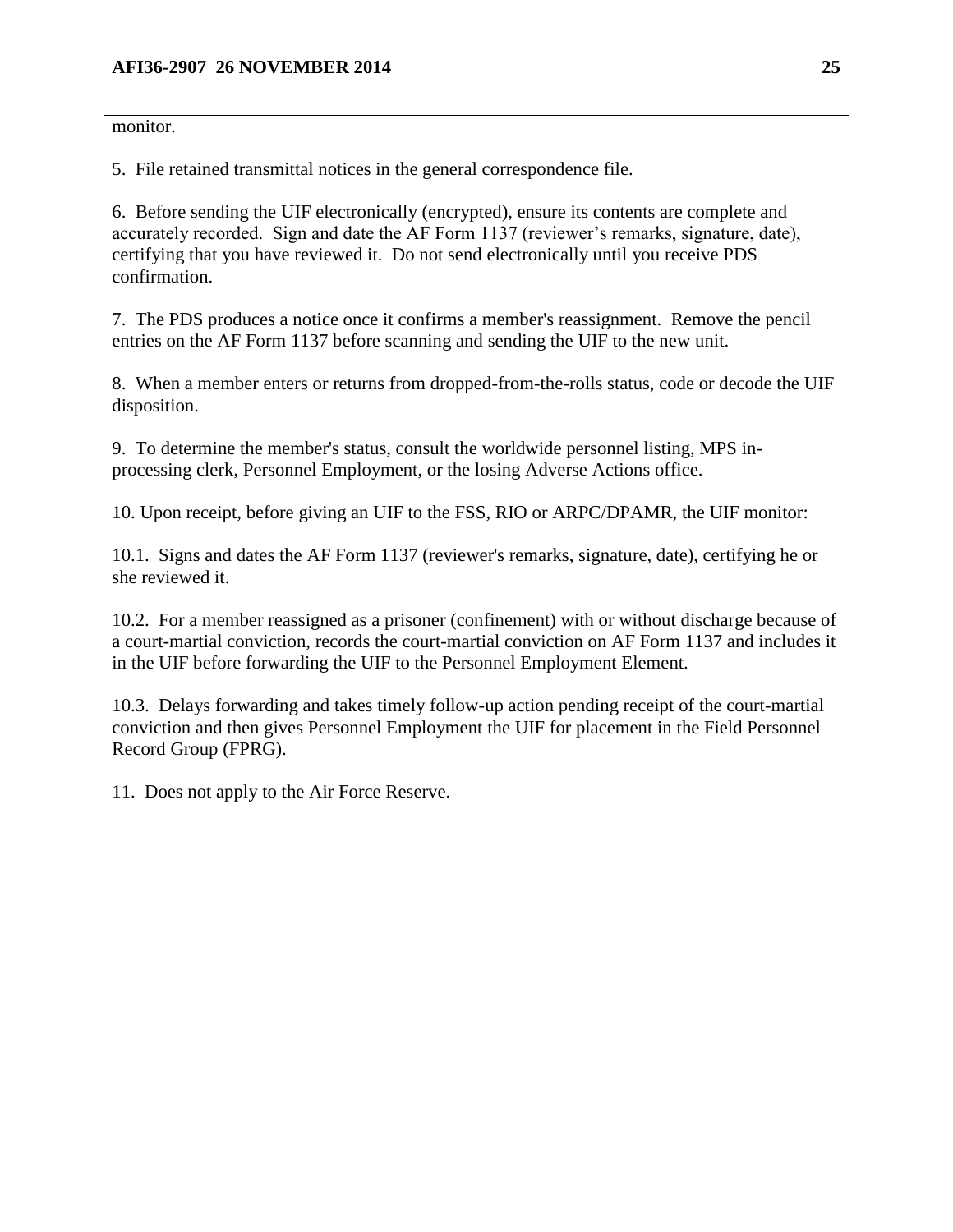monitor.

5. File retained transmittal notices in the general correspondence file.

6. Before sending the UIF electronically (encrypted), ensure its contents are complete and accurately recorded. Sign and date the AF Form 1137 (reviewer's remarks, signature, date), certifying that you have reviewed it. Do not send electronically until you receive PDS confirmation.

7. The PDS produces a notice once it confirms a member's reassignment. Remove the pencil entries on the AF Form 1137 before scanning and sending the UIF to the new unit.

8. When a member enters or returns from dropped-from-the-rolls status, code or decode the UIF disposition.

9. To determine the member's status, consult the worldwide personnel listing, MPS in-processing clerk, Personnel Employment, or the losing Adverse Actions office.

10. Upon receipt, before giving an UIF to the FSS, RIO or ARPC/DPAMR, the UIF monitor:

10.1. Signs and dates the AF Form 1137 (reviewer's remarks, signature, date), certifying he or she reviewed it.

10.2. For a member reassigned as a prisoner (confinement) with or without discharge because of a court-martial conviction, records the court-martial conviction on AF Form 1137 and includes it in the UIF before forwarding the UIF to the Personnel Employment Element.

10.3. Delays forwarding and takes timely follow-up action pending receipt of the court-martial conviction and then gives Personnel Employment the UIF for placement in the Field Personnel Record Group (FPRG).

11. Does not apply to the Air Force Reserve.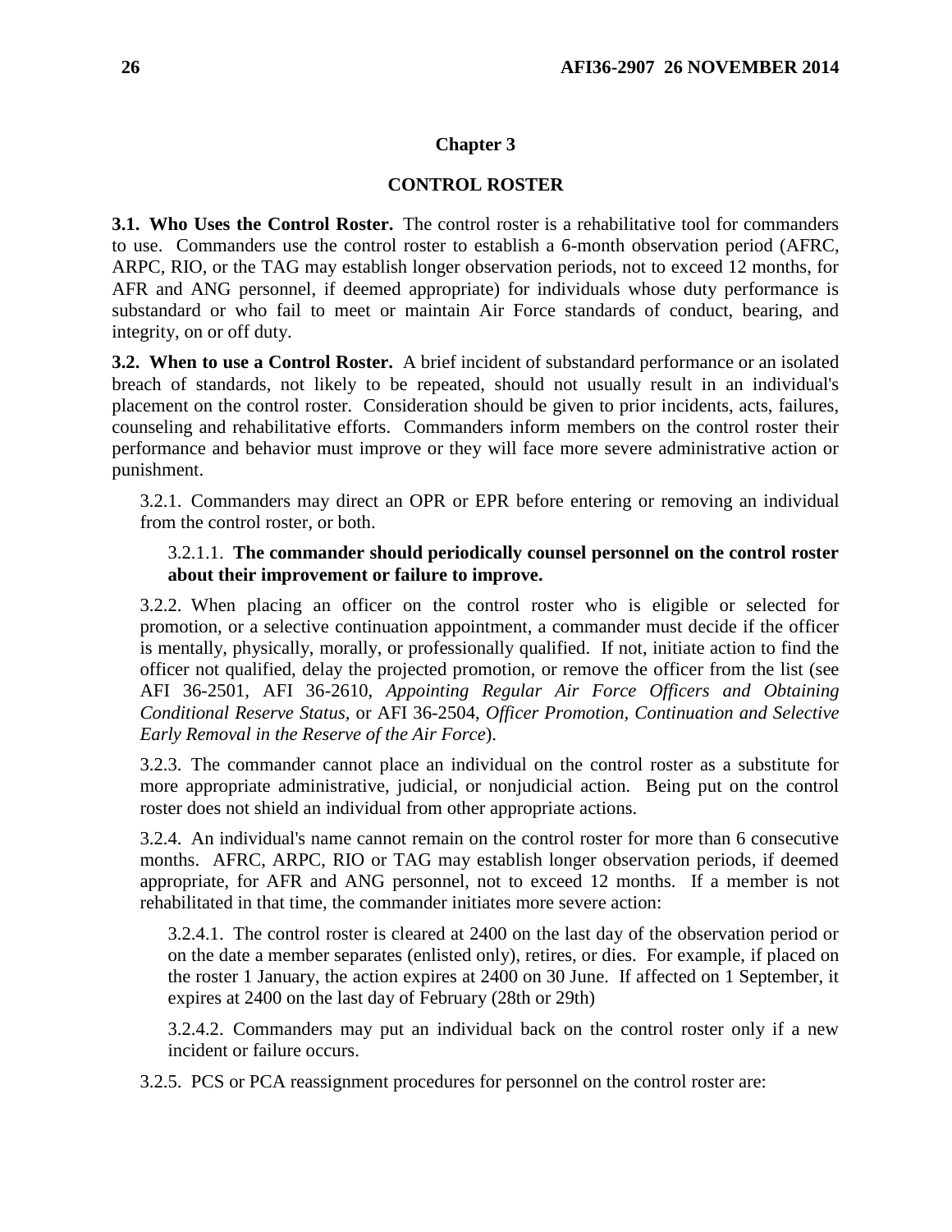## Chapter 3

## CONTROL ROSTER

**3.1. Who Uses the Control Roster.** The control roster is a rehabilitative tool for commanders to use. Commanders use the control roster to establish a 6-month observation period (AFRC, ARPC, RIO, or the TAG may establish longer observation periods, not to exceed 12 months, for AFR and ANG personnel, if deemed appropriate) for individuals whose duty performance is substandard or who fail to meet or maintain Air Force standards of conduct, bearing, and integrity, on or off duty.

**3.2. When to use a Control Roster.** A brief incident of substandard performance or an isolated breach of standards, not likely to be repeated, should not usually result in an individual's placement on the control roster. Consideration should be given to prior incidents, acts, failures, counseling and rehabilitative efforts. Commanders inform members on the control roster their performance and behavior must improve or they will face more severe administrative action or punishment.

3.2.1. Commanders may direct an OPR or EPR before entering or removing an individual from the control roster, or both.

3.2.1.1. **The commander should periodically counsel personnel on the control roster about their improvement or failure to improve.**

3.2.2. When placing an officer on the control roster who is eligible or selected for promotion, or a selective continuation appointment, a commander must decide if the officer is mentally, physically, morally, or professionally qualified. If not, initiate action to find the officer not qualified, delay the projected promotion, or remove the officer from the list (see AFI 36-2501, AFI 36-2610, *Appointing Regular Air Force Officers and Obtaining Conditional Reserve Status*, or AFI 36-2504, *Officer Promotion, Continuation and Selective Early Removal in the Reserve of the Air Force*).

3.2.3. The commander cannot place an individual on the control roster as a substitute for more appropriate administrative, judicial, or nonjudicial action. Being put on the control roster does not shield an individual from other appropriate actions.

3.2.4. An individual's name cannot remain on the control roster for more than 6 consecutive months. AFRC, ARPC, RIO or TAG may establish longer observation periods, if deemed appropriate, for AFR and ANG personnel, not to exceed 12 months. If a member is not rehabilitated in that time, the commander initiates more severe action:

3.2.4.1. The control roster is cleared at 2400 on the last day of the observation period or on the date a member separates (enlisted only), retires, or dies. For example, if placed on the roster 1 January, the action expires at 2400 on 30 June. If affected on 1 September, it expires at 2400 on the last day of February (28th or 29th)

3.2.4.2. Commanders may put an individual back on the control roster only if a new incident or failure occurs.

3.2.5. PCS or PCA reassignment procedures for personnel on the control roster are: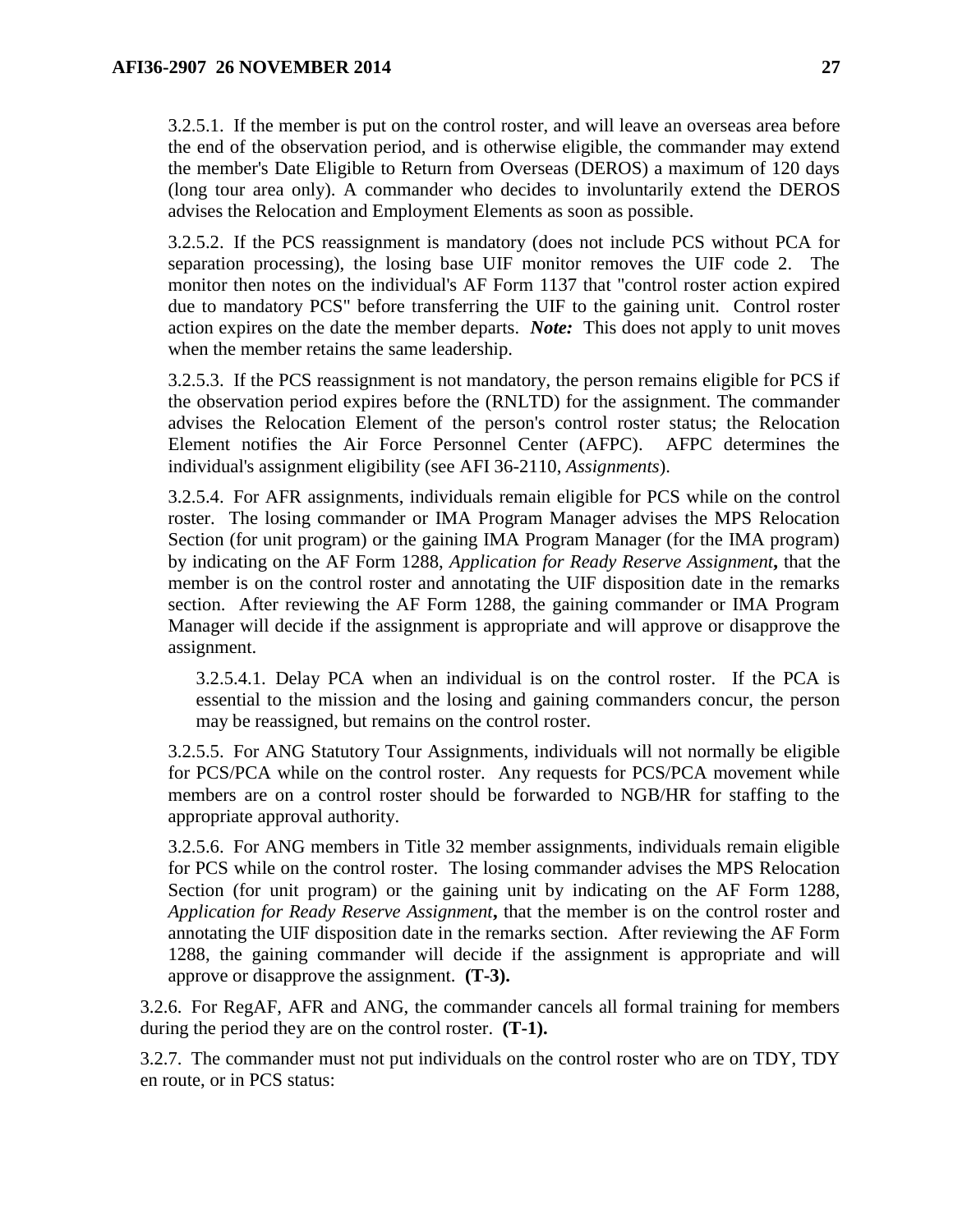3.2.5.1. If the member is put on the control roster, and will leave an overseas area before the end of the observation period, and is otherwise eligible, the commander may extend the member's Date Eligible to Return from Overseas (DEROS) a maximum of 120 days (long tour area only). A commander who decides to involuntarily extend the DEROS advises the Relocation and Employment Elements as soon as possible.

3.2.5.2. If the PCS reassignment is mandatory (does not include PCS without PCA for separation processing), the losing base UIF monitor removes the UIF code 2. The monitor then notes on the individual's AF Form 1137 that "control roster action expired due to mandatory PCS" before transferring the UIF to the gaining unit. Control roster action expires on the date the member departs. ***Note:*** This does not apply to unit moves when the member retains the same leadership.

3.2.5.3. If the PCS reassignment is not mandatory, the person remains eligible for PCS if the observation period expires before the (RNLTD) for the assignment. The commander advises the Relocation Element of the person's control roster status; the Relocation Element notifies the Air Force Personnel Center (AFPC). AFPC determines the individual's assignment eligibility (see AFI 36-2110, *Assignments*).

3.2.5.4. For AFR assignments, individuals remain eligible for PCS while on the control roster. The losing commander or IMA Program Manager advises the MPS Relocation Section (for unit program) or the gaining IMA Program Manager (for the IMA program) by indicating on the AF Form 1288, *Application for Ready Reserve Assignment***,** that the member is on the control roster and annotating the UIF disposition date in the remarks section. After reviewing the AF Form 1288, the gaining commander or IMA Program Manager will decide if the assignment is appropriate and will approve or disapprove the assignment.

3.2.5.4.1. Delay PCA when an individual is on the control roster. If the PCA is essential to the mission and the losing and gaining commanders concur, the person may be reassigned, but remains on the control roster.

3.2.5.5. For ANG Statutory Tour Assignments, individuals will not normally be eligible for PCS/PCA while on the control roster. Any requests for PCS/PCA movement while members are on a control roster should be forwarded to NGB/HR for staffing to the appropriate approval authority.

3.2.5.6. For ANG members in Title 32 member assignments, individuals remain eligible for PCS while on the control roster. The losing commander advises the MPS Relocation Section (for unit program) or the gaining unit by indicating on the AF Form 1288, *Application for Ready Reserve Assignment***,** that the member is on the control roster and annotating the UIF disposition date in the remarks section. After reviewing the AF Form 1288, the gaining commander will decide if the assignment is appropriate and will approve or disapprove the assignment. **(T-3).**

3.2.6. For RegAF, AFR and ANG, the commander cancels all formal training for members during the period they are on the control roster. **(T-1).**

3.2.7. The commander must not put individuals on the control roster who are on TDY, TDY en route, or in PCS status: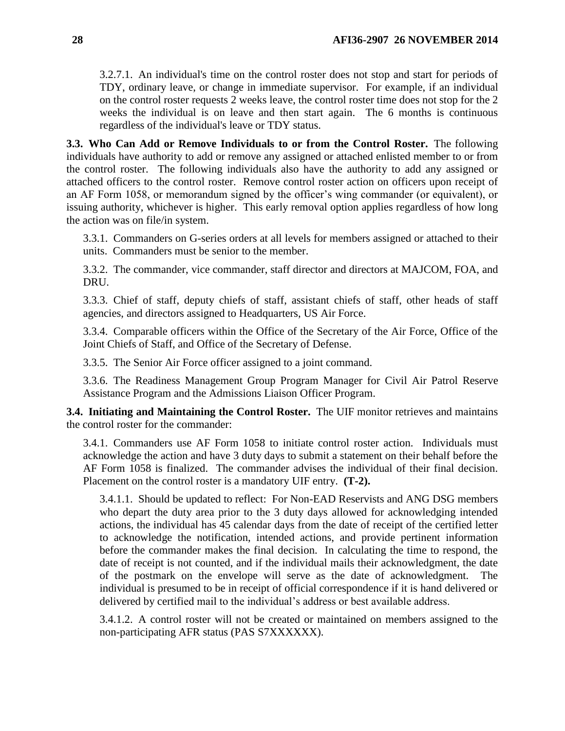3.2.7.1. An individual's time on the control roster does not stop and start for periods of TDY, ordinary leave, or change in immediate supervisor. For example, if an individual on the control roster requests 2 weeks leave, the control roster time does not stop for the 2 weeks the individual is on leave and then start again. The 6 months is continuous regardless of the individual's leave or TDY status.

**3.3. Who Can Add or Remove Individuals to or from the Control Roster.** The following individuals have authority to add or remove any assigned or attached enlisted member to or from the control roster. The following individuals also have the authority to add any assigned or attached officers to the control roster. Remove control roster action on officers upon receipt of an AF Form 1058, or memorandum signed by the officer's wing commander (or equivalent), or issuing authority, whichever is higher. This early removal option applies regardless of how long the action was on file/in system.

3.3.1. Commanders on G-series orders at all levels for members assigned or attached to their units. Commanders must be senior to the member.

3.3.2. The commander, vice commander, staff director and directors at MAJCOM, FOA, and DRU.

3.3.3. Chief of staff, deputy chiefs of staff, assistant chiefs of staff, other heads of staff agencies, and directors assigned to Headquarters, US Air Force.

3.3.4. Comparable officers within the Office of the Secretary of the Air Force, Office of the Joint Chiefs of Staff, and Office of the Secretary of Defense.

3.3.5. The Senior Air Force officer assigned to a joint command.

3.3.6. The Readiness Management Group Program Manager for Civil Air Patrol Reserve Assistance Program and the Admissions Liaison Officer Program.

**3.4. Initiating and Maintaining the Control Roster.** The UIF monitor retrieves and maintains the control roster for the commander:

3.4.1. Commanders use AF Form 1058 to initiate control roster action. Individuals must acknowledge the action and have 3 duty days to submit a statement on their behalf before the AF Form 1058 is finalized. The commander advises the individual of their final decision. Placement on the control roster is a mandatory UIF entry. **(T-2).**

3.4.1.1. Should be updated to reflect: For Non-EAD Reservists and ANG DSG members who depart the duty area prior to the 3 duty days allowed for acknowledging intended actions, the individual has 45 calendar days from the date of receipt of the certified letter to acknowledge the notification, intended actions, and provide pertinent information before the commander makes the final decision. In calculating the time to respond, the date of receipt is not counted, and if the individual mails their acknowledgment, the date of the postmark on the envelope will serve as the date of acknowledgment. The individual is presumed to be in receipt of official correspondence if it is hand delivered or delivered by certified mail to the individual's address or best available address.

3.4.1.2. A control roster will not be created or maintained on members assigned to the non-participating AFR status (PAS S7XXXXXX).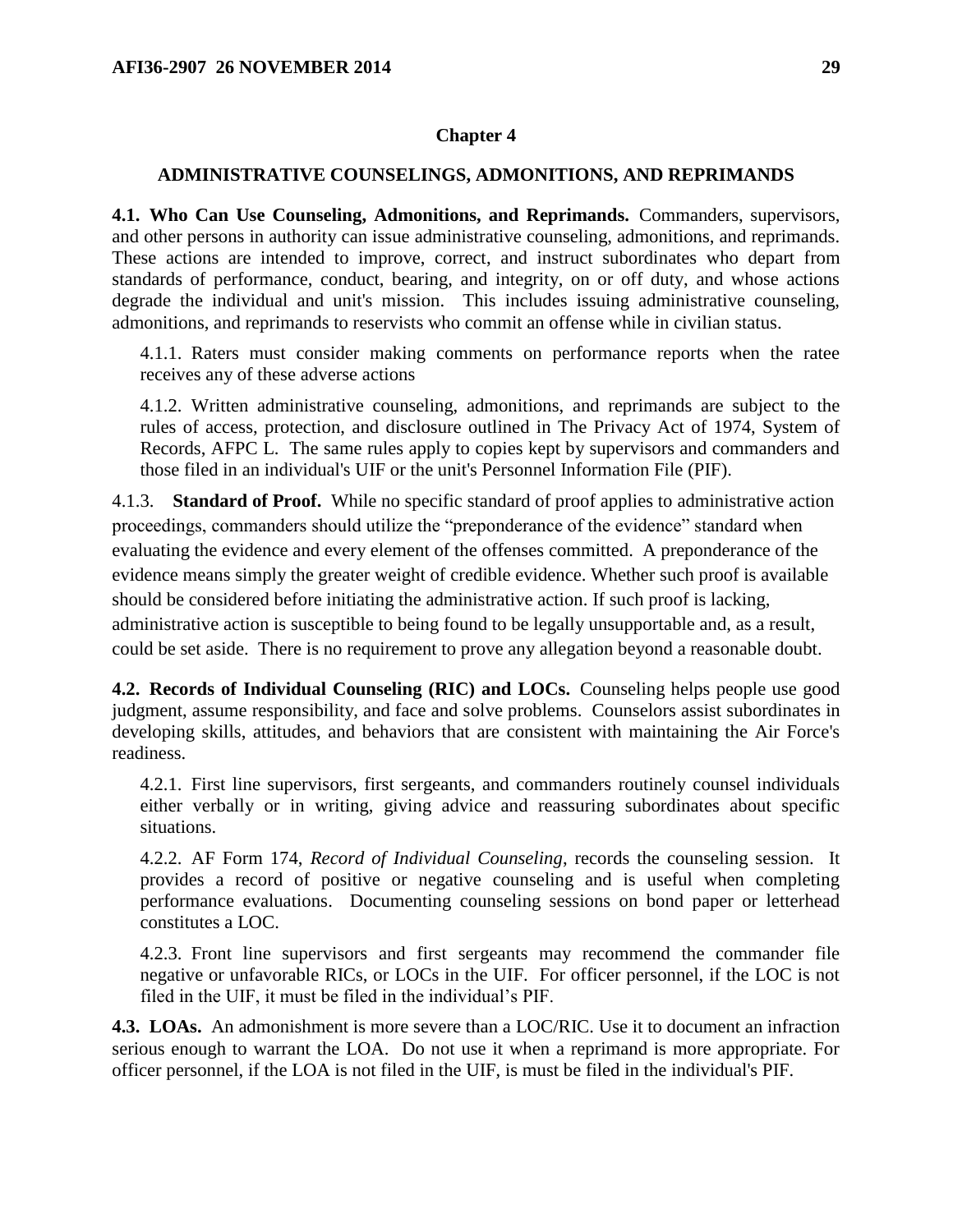## Chapter 4

## ADMINISTRATIVE COUNSELINGS, ADMONITIONS, AND REPRIMANDS

**4.1. Who Can Use Counseling, Admonitions, and Reprimands.** Commanders, supervisors, and other persons in authority can issue administrative counseling, admonitions, and reprimands. These actions are intended to improve, correct, and instruct subordinates who depart from standards of performance, conduct, bearing, and integrity, on or off duty, and whose actions degrade the individual and unit's mission. This includes issuing administrative counseling, admonitions, and reprimands to reservists who commit an offense while in civilian status.

4.1.1. Raters must consider making comments on performance reports when the ratee receives any of these adverse actions

4.1.2. Written administrative counseling, admonitions, and reprimands are subject to the rules of access, protection, and disclosure outlined in The Privacy Act of 1974, System of Records, AFPC L. The same rules apply to copies kept by supervisors and commanders and those filed in an individual's UIF or the unit's Personnel Information File (PIF).

4.1.3. **Standard of Proof.** While no specific standard of proof applies to administrative action proceedings, commanders should utilize the "preponderance of the evidence" standard when evaluating the evidence and every element of the offenses committed. A preponderance of the evidence means simply the greater weight of credible evidence. Whether such proof is available should be considered before initiating the administrative action. If such proof is lacking, administrative action is susceptible to being found to be legally unsupportable and, as a result, could be set aside. There is no requirement to prove any allegation beyond a reasonable doubt.

**4.2. Records of Individual Counseling (RIC) and LOCs.** Counseling helps people use good judgment, assume responsibility, and face and solve problems. Counselors assist subordinates in developing skills, attitudes, and behaviors that are consistent with maintaining the Air Force's readiness.

4.2.1. First line supervisors, first sergeants, and commanders routinely counsel individuals either verbally or in writing, giving advice and reassuring subordinates about specific situations.

4.2.2. AF Form 174, *Record of Individual Counseling*, records the counseling session. It provides a record of positive or negative counseling and is useful when completing performance evaluations. Documenting counseling sessions on bond paper or letterhead constitutes a LOC.

4.2.3. Front line supervisors and first sergeants may recommend the commander file negative or unfavorable RICs, or LOCs in the UIF. For officer personnel, if the LOC is not filed in the UIF, it must be filed in the individual's PIF.

**4.3. LOAs.** An admonishment is more severe than a LOC/RIC. Use it to document an infraction serious enough to warrant the LOA. Do not use it when a reprimand is more appropriate. For officer personnel, if the LOA is not filed in the UIF, is must be filed in the individual's PIF.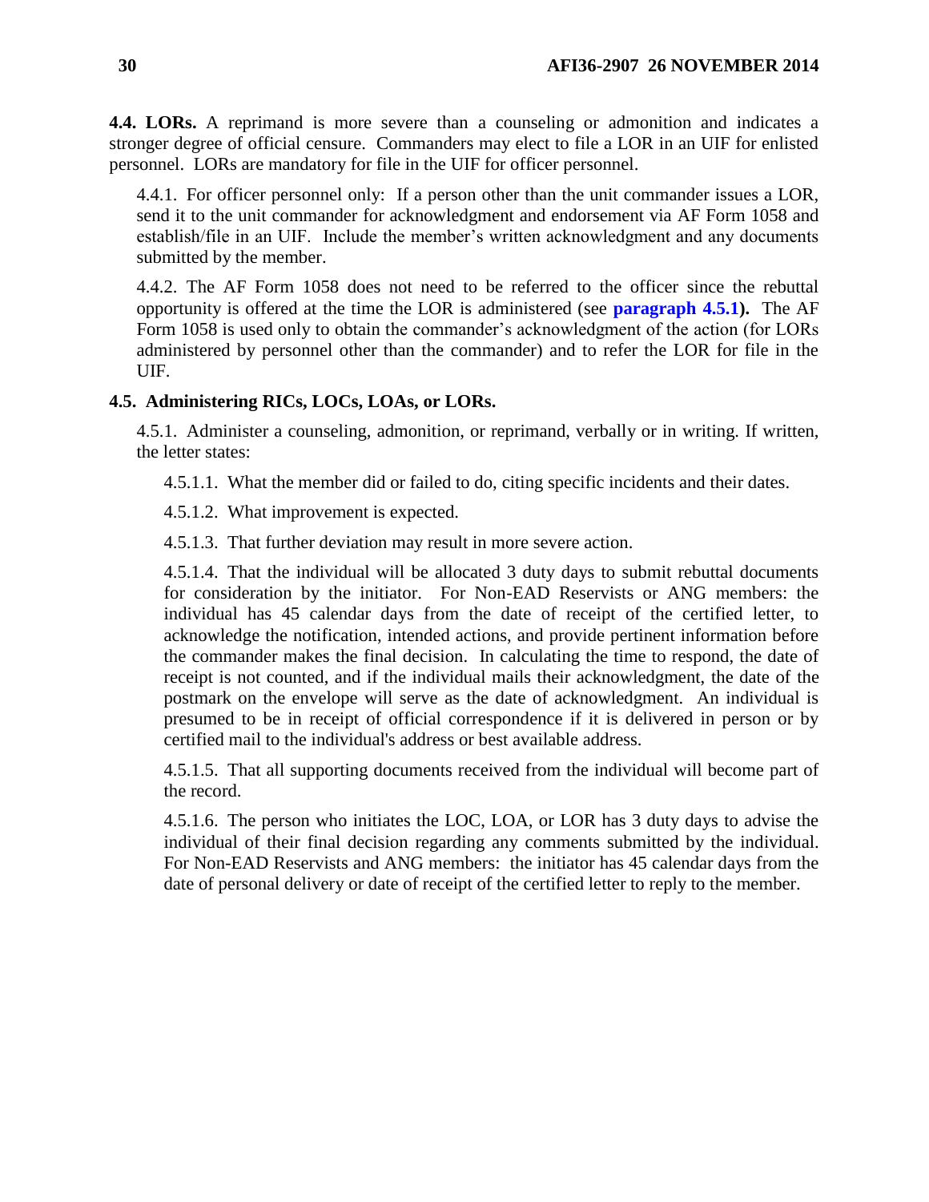**4.4. LORs.** A reprimand is more severe than a counseling or admonition and indicates a stronger degree of official censure. Commanders may elect to file a LOR in an UIF for enlisted personnel. LORs are mandatory for file in the UIF for officer personnel.

4.4.1. For officer personnel only: If a person other than the unit commander issues a LOR, send it to the unit commander for acknowledgment and endorsement via AF Form 1058 and establish/file in an UIF. Include the member's written acknowledgment and any documents submitted by the member.

4.4.2. The AF Form 1058 does not need to be referred to the officer since the rebuttal opportunity is offered at the time the LOR is administered (see **paragraph 4.5.1).** The AF Form 1058 is used only to obtain the commander's acknowledgment of the action (for LORs administered by personnel other than the commander) and to refer the LOR for file in the UIF.

**4.5. Administering RICs, LOCs, LOAs, or LORs.**

4.5.1. Administer a counseling, admonition, or reprimand, verbally or in writing. If written, the letter states:

4.5.1.1. What the member did or failed to do, citing specific incidents and their dates.

4.5.1.2. What improvement is expected.

4.5.1.3. That further deviation may result in more severe action.

4.5.1.4. That the individual will be allocated 3 duty days to submit rebuttal documents for consideration by the initiator. For Non-EAD Reservists or ANG members: the individual has 45 calendar days from the date of receipt of the certified letter, to acknowledge the notification, intended actions, and provide pertinent information before the commander makes the final decision. In calculating the time to respond, the date of receipt is not counted, and if the individual mails their acknowledgment, the date of the postmark on the envelope will serve as the date of acknowledgment. An individual is presumed to be in receipt of official correspondence if it is delivered in person or by certified mail to the individual's address or best available address.

4.5.1.5. That all supporting documents received from the individual will become part of the record.

4.5.1.6. The person who initiates the LOC, LOA, or LOR has 3 duty days to advise the individual of their final decision regarding any comments submitted by the individual. For Non-EAD Reservists and ANG members: the initiator has 45 calendar days from the date of personal delivery or date of receipt of the certified letter to reply to the member.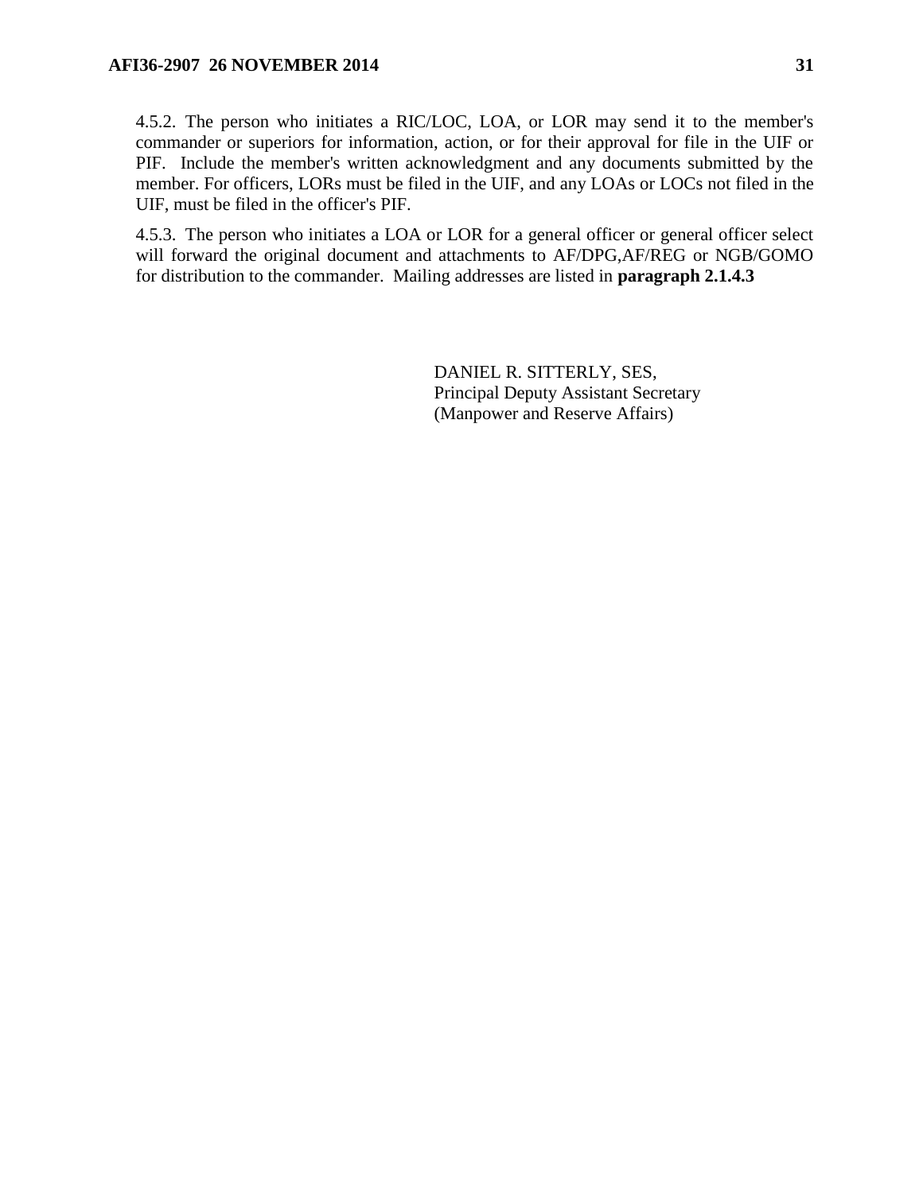4.5.2. The person who initiates a RIC/LOC, LOA, or LOR may send it to the member's commander or superiors for information, action, or for their approval for file in the UIF or PIF. Include the member's written acknowledgment and any documents submitted by the member. For officers, LORs must be filed in the UIF, and any LOAs or LOCs not filed in the UIF, must be filed in the officer's PIF.

4.5.3. The person who initiates a LOA or LOR for a general officer or general officer select will forward the original document and attachments to AF/DPG,AF/REG or NGB/GOMO for distribution to the commander. Mailing addresses are listed in **paragraph 2.1.4.3**

DANIEL R. SITTERLY, SES,
Principal Deputy Assistant Secretary
(Manpower and Reserve Affairs)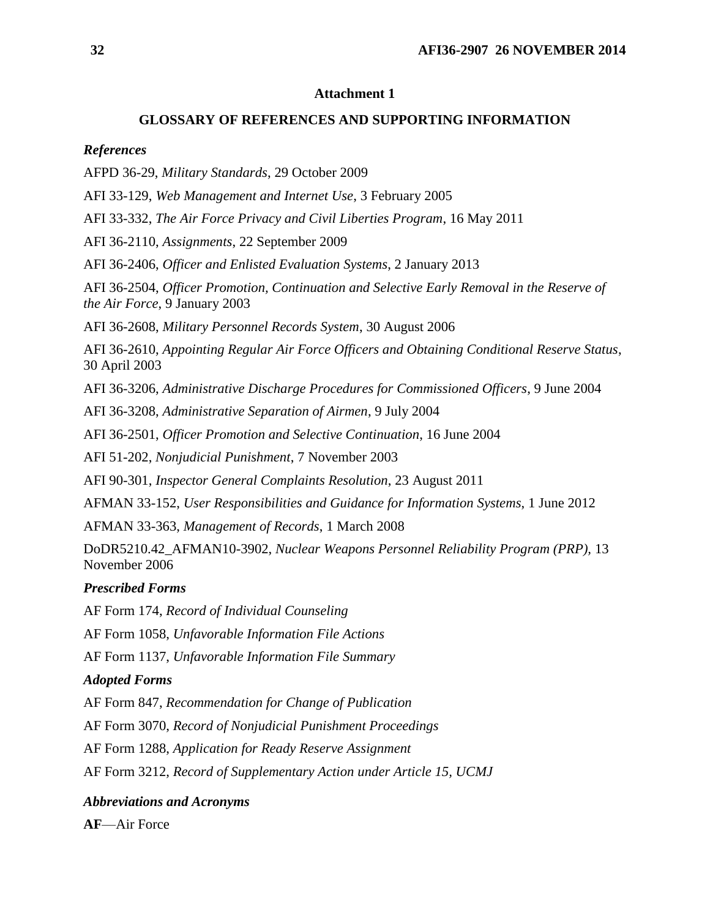## Attachment 1

## GLOSSARY OF REFERENCES AND SUPPORTING INFORMATION

### *References*

AFPD 36-29, *Military Standards*, 29 October 2009

AFI 33-129, *Web Management and Internet Use*, 3 February 2005

AFI 33-332, *The Air Force Privacy and Civil Liberties Program*, 16 May 2011

AFI 36-2110, *Assignments*, 22 September 2009

AFI 36-2406, *Officer and Enlisted Evaluation Systems*, 2 January 2013

AFI 36-2504, *Officer Promotion, Continuation and Selective Early Removal in the Reserve of the Air Force*, 9 January 2003

AFI 36-2608, *Military Personnel Records System*, 30 August 2006

AFI 36-2610, *Appointing Regular Air Force Officers and Obtaining Conditional Reserve Status*, 30 April 2003

AFI 36-3206, *Administrative Discharge Procedures for Commissioned Officers*, 9 June 2004

AFI 36-3208, *Administrative Separation of Airmen*, 9 July 2004

AFI 36-2501, *Officer Promotion and Selective Continuation*, 16 June 2004

AFI 51-202, *Nonjudicial Punishment*, 7 November 2003

AFI 90-301, *Inspector General Complaints Resolution*, 23 August 2011

AFMAN 33-152, *User Responsibilities and Guidance for Information Systems*, 1 June 2012

AFMAN 33-363, *Management of Records*, 1 March 2008

DoDR5210.42_AFMAN10-3902, *Nuclear Weapons Personnel Reliability Program (PRP)*, 13 November 2006

### *Prescribed Forms*

AF Form 174, *Record of Individual Counseling*

AF Form 1058, *Unfavorable Information File Actions*

AF Form 1137, *Unfavorable Information File Summary*

### *Adopted Forms*

AF Form 847, *Recommendation for Change of Publication*

AF Form 3070, *Record of Nonjudicial Punishment Proceedings*

AF Form 1288, *Application for Ready Reserve Assignment*

AF Form 3212, *Record of Supplementary Action under Article 15, UCMJ*

### *Abbreviations and Acronyms*

**AF**—Air Force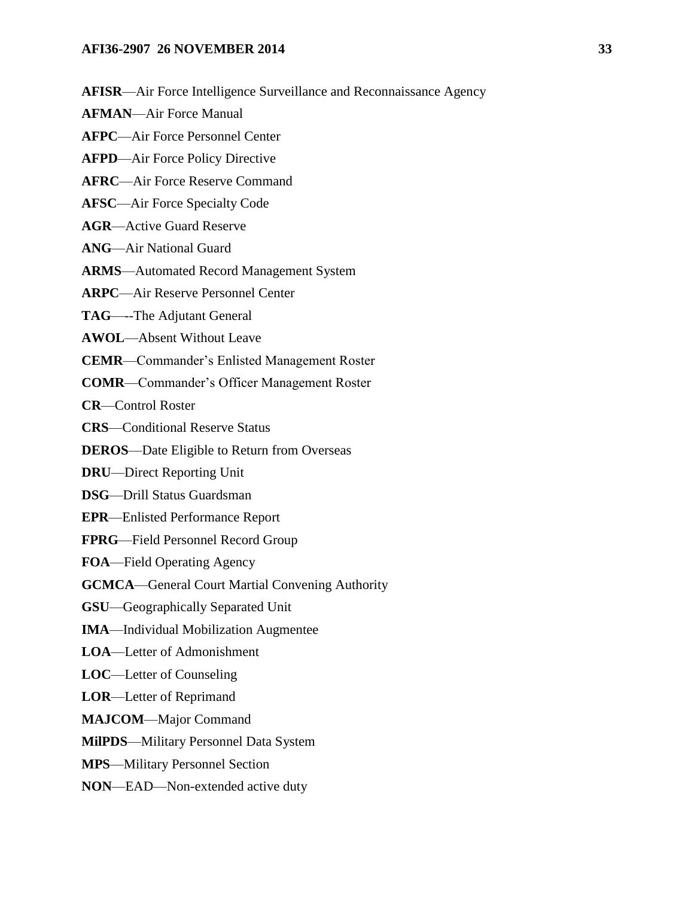**AFISR**—Air Force Intelligence Surveillance and Reconnaissance Agency

**AFMAN**—Air Force Manual

**AFPC**—Air Force Personnel Center

**AFPD**—Air Force Policy Directive

**AFRC**—Air Force Reserve Command

**AFSC**—Air Force Specialty Code

**AGR**—Active Guard Reserve

**ANG**—Air National Guard

**ARMS**—Automated Record Management System

**ARPC**—Air Reserve Personnel Center

**TAG**—**-**The Adjutant General

**AWOL**—Absent Without Leave

**CEMR**—Commander's Enlisted Management Roster

**COMR**—Commander's Officer Management Roster

**CR**—Control Roster

**CRS**—Conditional Reserve Status

**DEROS**—Date Eligible to Return from Overseas

**DRU**—Direct Reporting Unit

**DSG**—Drill Status Guardsman

**EPR**—Enlisted Performance Report

**FPRG**—Field Personnel Record Group

**FOA**—Field Operating Agency

**GCMCA**—General Court Martial Convening Authority

**GSU**—Geographically Separated Unit

**IMA**—Individual Mobilization Augmentee

**LOA**—Letter of Admonishment

**LOC**—Letter of Counseling

**LOR**—Letter of Reprimand

**MAJCOM**—Major Command

**MilPDS**—Military Personnel Data System

**MPS**—Military Personnel Section

**NON**—EAD—Non-extended active duty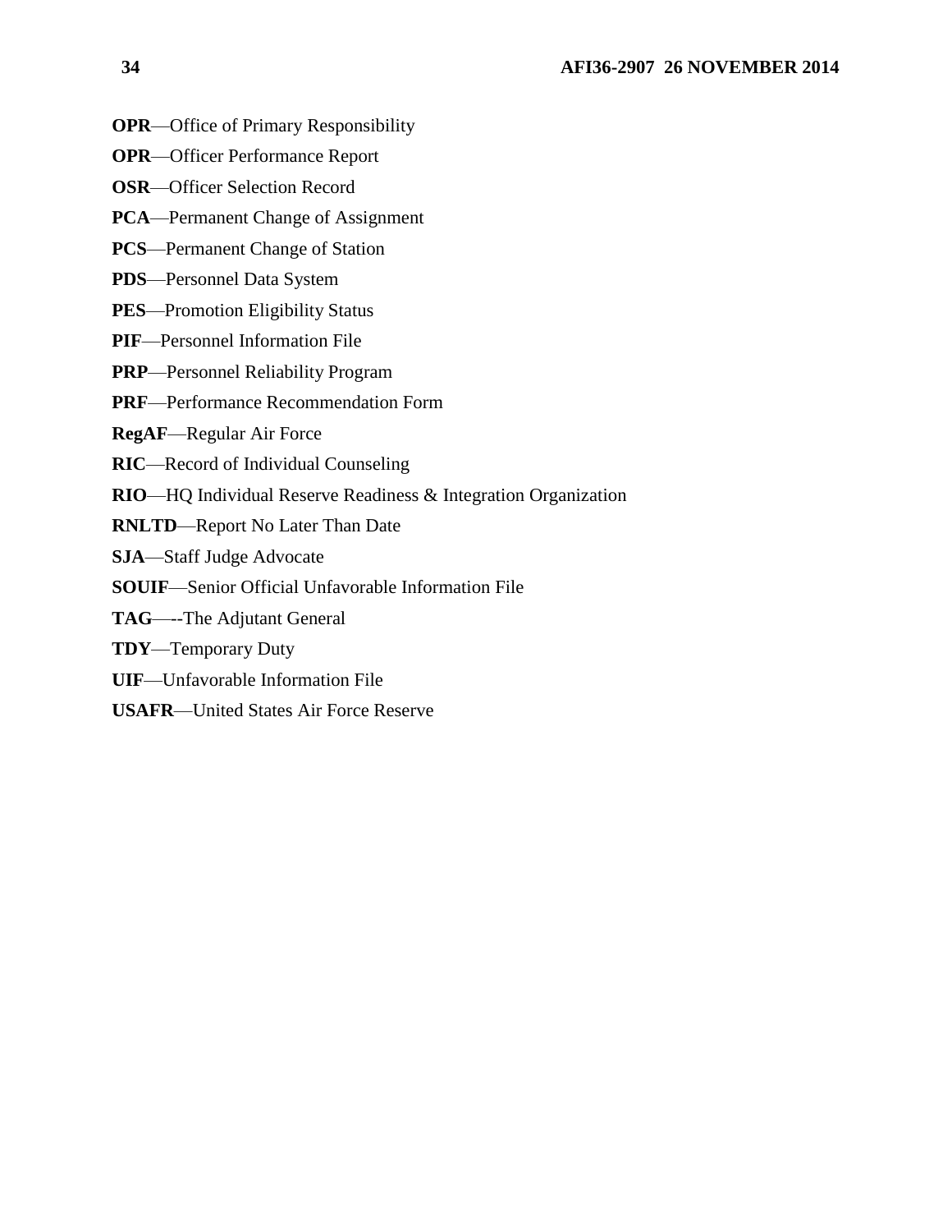**OPR**—Office of Primary Responsibility

**OPR**—Officer Performance Report

**OSR**—Officer Selection Record

**PCA**—Permanent Change of Assignment

**PCS**—Permanent Change of Station

**PDS**—Personnel Data System

**PES**—Promotion Eligibility Status

**PIF**—Personnel Information File

**PRP**—Personnel Reliability Program

**PRF**—Performance Recommendation Form

**RegAF**—Regular Air Force

**RIC**—Record of Individual Counseling

**RIO**—HQ Individual Reserve Readiness & Integration Organization

**RNLTD**—Report No Later Than Date

**SJA**—Staff Judge Advocate

**SOUIF**—Senior Official Unfavorable Information File

**TAG**—--The Adjutant General

**TDY**—Temporary Duty

**UIF**—Unfavorable Information File

**USAFR**—United States Air Force Reserve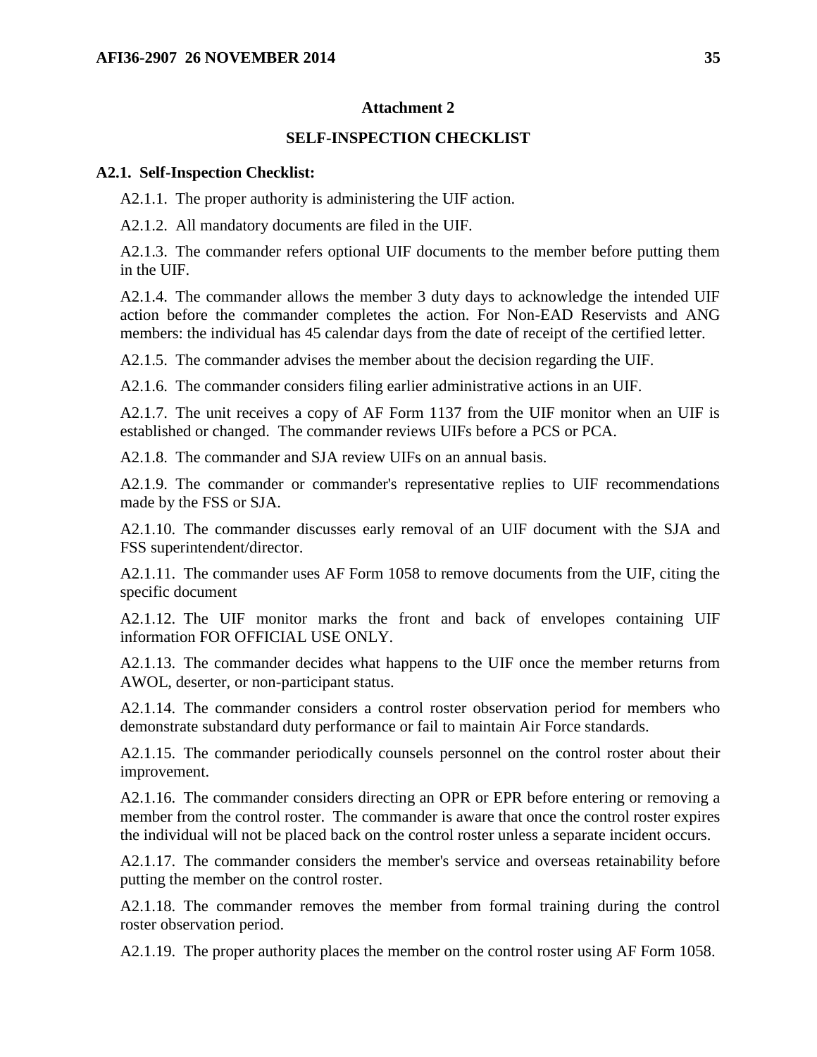## Attachment 2

## SELF-INSPECTION CHECKLIST

**A2.1. Self-Inspection Checklist:**

A2.1.1. The proper authority is administering the UIF action.

A2.1.2. All mandatory documents are filed in the UIF.

A2.1.3. The commander refers optional UIF documents to the member before putting them in the UIF.

A2.1.4. The commander allows the member 3 duty days to acknowledge the intended UIF action before the commander completes the action. For Non-EAD Reservists and ANG members: the individual has 45 calendar days from the date of receipt of the certified letter.

A2.1.5. The commander advises the member about the decision regarding the UIF.

A2.1.6. The commander considers filing earlier administrative actions in an UIF.

A2.1.7. The unit receives a copy of AF Form 1137 from the UIF monitor when an UIF is established or changed. The commander reviews UIFs before a PCS or PCA.

A2.1.8. The commander and SJA review UIFs on an annual basis.

A2.1.9. The commander or commander's representative replies to UIF recommendations made by the FSS or SJA.

A2.1.10. The commander discusses early removal of an UIF document with the SJA and FSS superintendent/director.

A2.1.11. The commander uses AF Form 1058 to remove documents from the UIF, citing the specific document

A2.1.12. The UIF monitor marks the front and back of envelopes containing UIF information FOR OFFICIAL USE ONLY.

A2.1.13. The commander decides what happens to the UIF once the member returns from AWOL, deserter, or non-participant status.

A2.1.14. The commander considers a control roster observation period for members who demonstrate substandard duty performance or fail to maintain Air Force standards.

A2.1.15. The commander periodically counsels personnel on the control roster about their improvement.

A2.1.16. The commander considers directing an OPR or EPR before entering or removing a member from the control roster. The commander is aware that once the control roster expires the individual will not be placed back on the control roster unless a separate incident occurs.

A2.1.17. The commander considers the member's service and overseas retainability before putting the member on the control roster.

A2.1.18. The commander removes the member from formal training during the control roster observation period.

A2.1.19. The proper authority places the member on the control roster using AF Form 1058.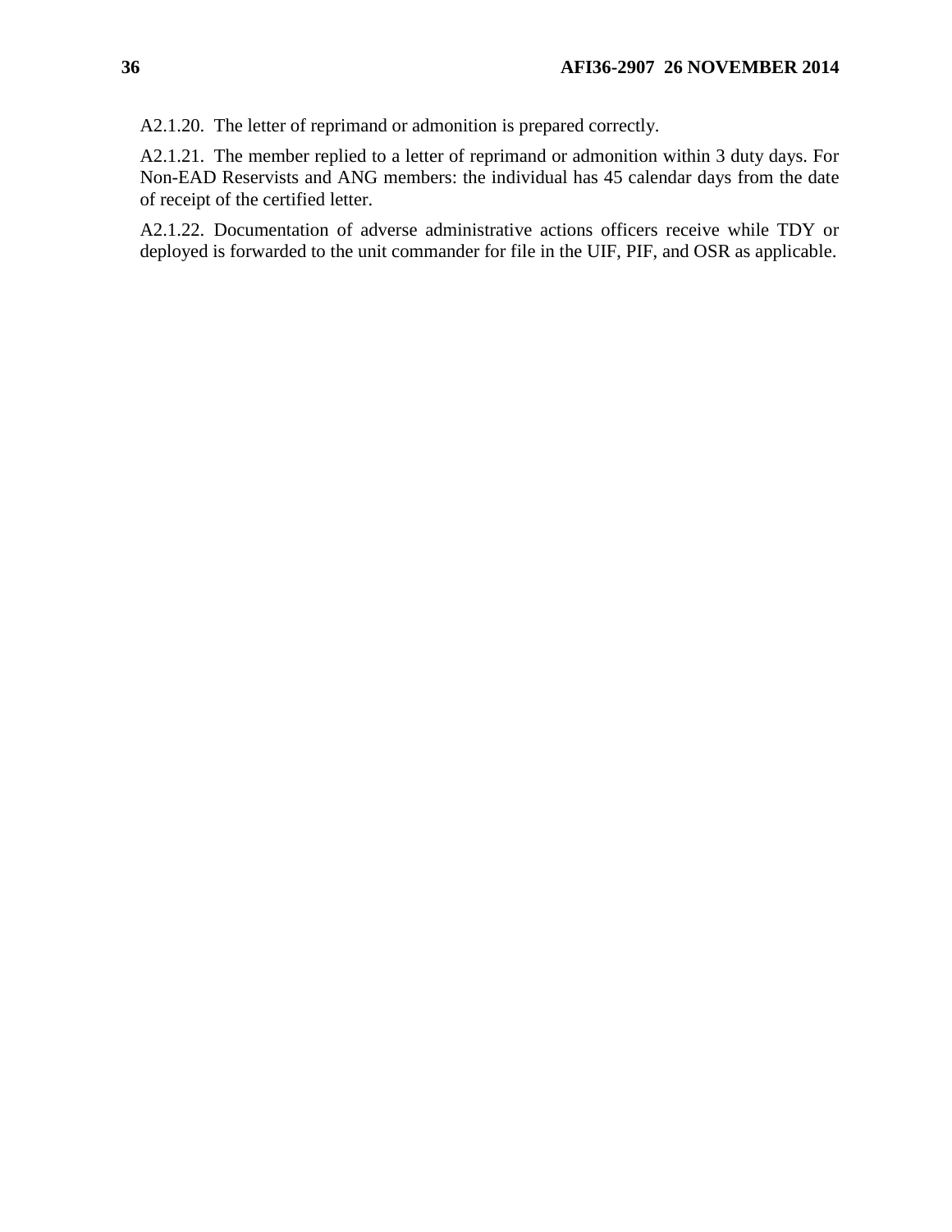A2.1.20. The letter of reprimand or admonition is prepared correctly.

A2.1.21. The member replied to a letter of reprimand or admonition within 3 duty days. For Non-EAD Reservists and ANG members: the individual has 45 calendar days from the date of receipt of the certified letter.

A2.1.22. Documentation of adverse administrative actions officers receive while TDY or deployed is forwarded to the unit commander for file in the UIF, PIF, and OSR as applicable.